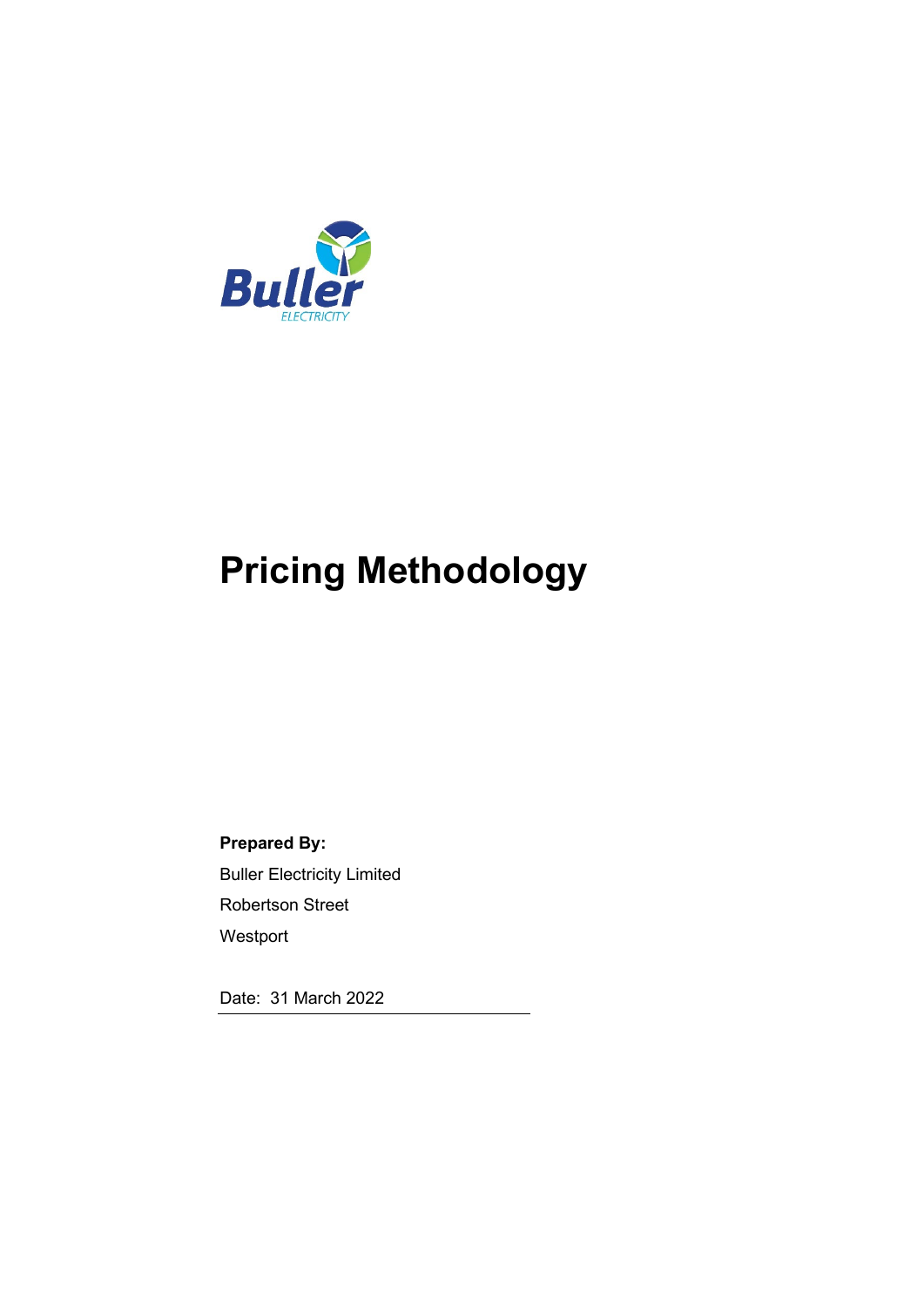# Pricing Methodology

**Prepared By:**

Buller Electricity Limited

Robertson Street

Westport

Date: 31 March 2022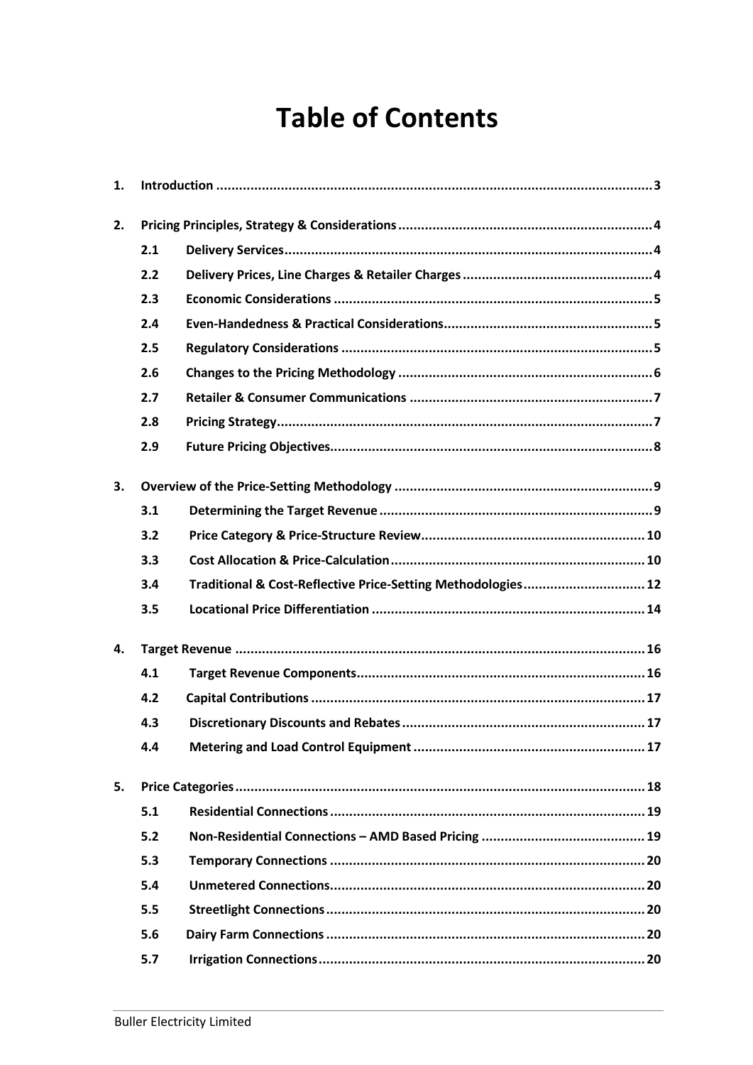# Table of Contents

1. **Introduction** .................................................................................................................. 3

2. **Pricing Principles, Strategy & Considerations** .................................................................. 4
   - 2.1 **Delivery Services** ................................................................................................ 4
   - 2.2 **Delivery Prices, Line Charges & Retailer Charges** .................................................. 4
   - 2.3 **Economic Considerations** ...................................................................................... 5
   - 2.4 **Even-Handedness & Practical Considerations** ......................................................... 5
   - 2.5 **Regulatory Considerations** .................................................................................... 5
   - 2.6 **Changes to the Pricing Methodology** ..................................................................... 6
   - 2.7 **Retailer & Consumer Communications** .................................................................. 7
   - 2.8 **Pricing Strategy** .................................................................................................... 7
   - 2.9 **Future Pricing Objectives** ...................................................................................... 8

3. **Overview of the Price-Setting Methodology** ..................................................................... 9
   - 3.1 **Determining the Target Revenue** ........................................................................... 9
   - 3.2 **Price Category & Price-Structure Review** .............................................................. 10
   - 3.3 **Cost Allocation & Price-Calculation** ...................................................................... 10
   - 3.4 **Traditional & Cost-Reflective Price-Setting Methodologies** ................................... 12
   - 3.5 **Locational Price Differentiation** ........................................................................... 14

4. **Target Revenue** .............................................................................................................. 16
   - 4.1 **Target Revenue Components** ................................................................................ 16
   - 4.2 **Capital Contributions** ............................................................................................ 17
   - 4.3 **Discretionary Discounts and Rebates** .................................................................... 17
   - 4.4 **Metering and Load Control Equipment** ................................................................. 17

5. **Price Categories** .............................................................................................................. 18
   - 5.1 **Residential Connections** ....................................................................................... 19
   - 5.2 **Non-Residential Connections – AMD Based Pricing** ............................................... 19
   - 5.3 **Temporary Connections** ........................................................................................ 20
   - 5.4 **Unmetered Connections** ........................................................................................ 20
   - 5.5 **Streetlight Connections** ......................................................................................... 20
   - 5.6 **Dairy Farm Connections** ........................................................................................ 20
   - 5.7 **Irrigation Connections** ........................................................................................... 20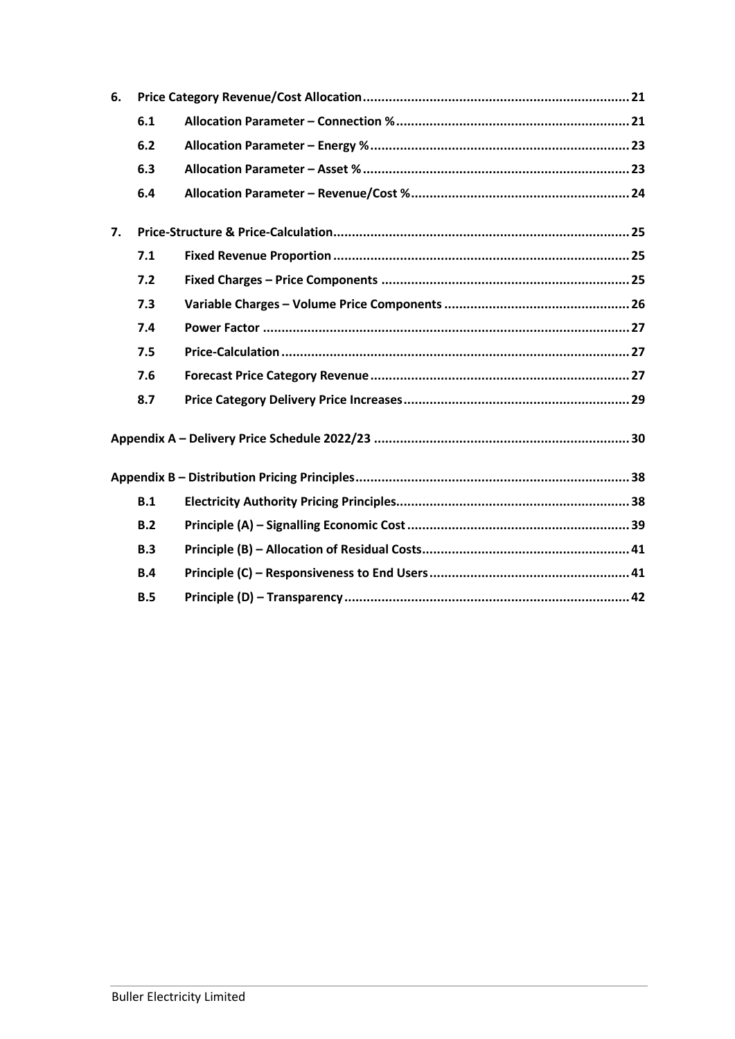| | | | |
|---|---|---|---|
| **6.** | **Price Category Revenue/Cost Allocation** | | **21** |
| | **6.1** | **Allocation Parameter – Connection %** | **21** |
| | **6.2** | **Allocation Parameter – Energy %** | **23** |
| | **6.3** | **Allocation Parameter – Asset %** | **23** |
| | **6.4** | **Allocation Parameter – Revenue/Cost %** | **24** |
| **7.** | **Price-Structure & Price-Calculation** | | **25** |
| | **7.1** | **Fixed Revenue Proportion** | **25** |
| | **7.2** | **Fixed Charges – Price Components** | **25** |
| | **7.3** | **Variable Charges – Volume Price Components** | **26** |
| | **7.4** | **Power Factor** | **27** |
| | **7.5** | **Price-Calculation** | **27** |
| | **7.6** | **Forecast Price Category Revenue** | **27** |
| | **8.7** | **Price Category Delivery Price Increases** | **29** |
| **Appendix A – Delivery Price Schedule 2022/23** | | | **30** |
| **Appendix B – Distribution Pricing Principles** | | | **38** |
| | **B.1** | **Electricity Authority Pricing Principles** | **38** |
| | **B.2** | **Principle (A) – Signalling Economic Cost** | **39** |
| | **B.3** | **Principle (B) – Allocation of Residual Costs** | **41** |
| | **B.4** | **Principle (C) – Responsiveness to End Users** | **41** |
| | **B.5** | **Principle (D) – Transparency** | **42** |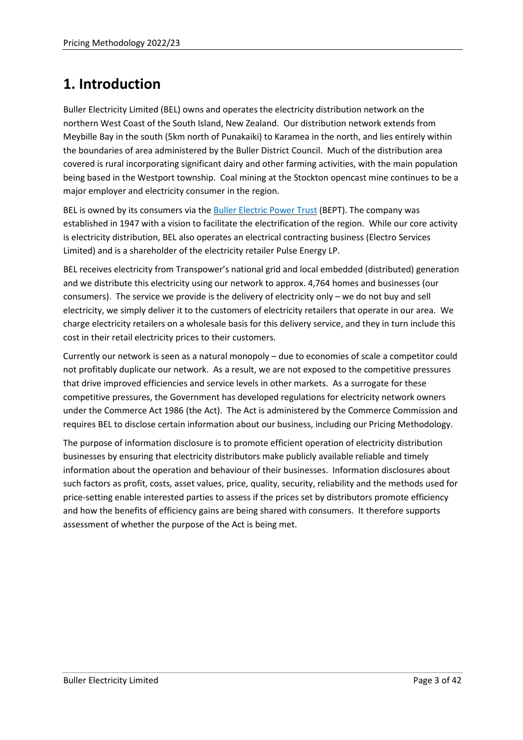# 1. Introduction

Buller Electricity Limited (BEL) owns and operates the electricity distribution network on the northern West Coast of the South Island, New Zealand. Our distribution network extends from Meybille Bay in the south (5km north of Punakaiki) to Karamea in the north, and lies entirely within the boundaries of area administered by the Buller District Council. Much of the distribution area covered is rural incorporating significant dairy and other farming activities, with the main population being based in the Westport township. Coal mining at the Stockton opencast mine continues to be a major employer and electricity consumer in the region.

BEL is owned by its consumers via the Buller Electric Power Trust (BEPT). The company was established in 1947 with a vision to facilitate the electrification of the region. While our core activity is electricity distribution, BEL also operates an electrical contracting business (Electro Services Limited) and is a shareholder of the electricity retailer Pulse Energy LP.

BEL receives electricity from Transpower's national grid and local embedded (distributed) generation and we distribute this electricity using our network to approx. 4,764 homes and businesses (our consumers). The service we provide is the delivery of electricity only – we do not buy and sell electricity, we simply deliver it to the customers of electricity retailers that operate in our area. We charge electricity retailers on a wholesale basis for this delivery service, and they in turn include this cost in their retail electricity prices to their customers.

Currently our network is seen as a natural monopoly – due to economies of scale a competitor could not profitably duplicate our network. As a result, we are not exposed to the competitive pressures that drive improved efficiencies and service levels in other markets. As a surrogate for these competitive pressures, the Government has developed regulations for electricity network owners under the Commerce Act 1986 (the Act). The Act is administered by the Commerce Commission and requires BEL to disclose certain information about our business, including our Pricing Methodology.

The purpose of information disclosure is to promote efficient operation of electricity distribution businesses by ensuring that electricity distributors make publicly available reliable and timely information about the operation and behaviour of their businesses. Information disclosures about such factors as profit, costs, asset values, price, quality, security, reliability and the methods used for price-setting enable interested parties to assess if the prices set by distributors promote efficiency and how the benefits of efficiency gains are being shared with consumers. It therefore supports assessment of whether the purpose of the Act is being met.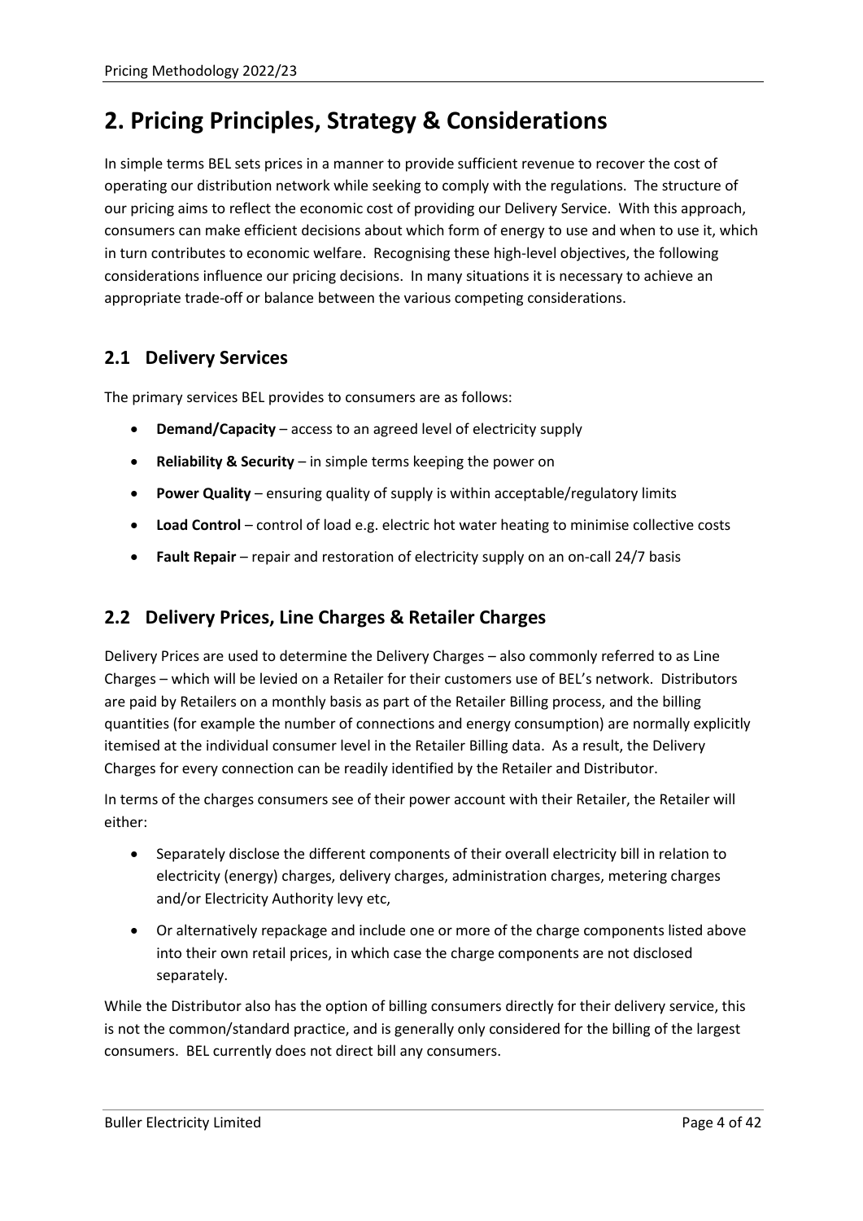# 2. Pricing Principles, Strategy & Considerations

In simple terms BEL sets prices in a manner to provide sufficient revenue to recover the cost of operating our distribution network while seeking to comply with the regulations. The structure of our pricing aims to reflect the economic cost of providing our Delivery Service. With this approach, consumers can make efficient decisions about which form of energy to use and when to use it, which in turn contributes to economic welfare. Recognising these high-level objectives, the following considerations influence our pricing decisions. In many situations it is necessary to achieve an appropriate trade-off or balance between the various competing considerations.

## 2.1 Delivery Services

The primary services BEL provides to consumers are as follows:

- **Demand/Capacity** – access to an agreed level of electricity supply
- **Reliability & Security** – in simple terms keeping the power on
- **Power Quality** – ensuring quality of supply is within acceptable/regulatory limits
- **Load Control** – control of load e.g. electric hot water heating to minimise collective costs
- **Fault Repair** – repair and restoration of electricity supply on an on-call 24/7 basis

## 2.2 Delivery Prices, Line Charges & Retailer Charges

Delivery Prices are used to determine the Delivery Charges – also commonly referred to as Line Charges – which will be levied on a Retailer for their customers use of BEL's network. Distributors are paid by Retailers on a monthly basis as part of the Retailer Billing process, and the billing quantities (for example the number of connections and energy consumption) are normally explicitly itemised at the individual consumer level in the Retailer Billing data. As a result, the Delivery Charges for every connection can be readily identified by the Retailer and Distributor.

In terms of the charges consumers see of their power account with their Retailer, the Retailer will either:

- Separately disclose the different components of their overall electricity bill in relation to electricity (energy) charges, delivery charges, administration charges, metering charges and/or Electricity Authority levy etc,
- Or alternatively repackage and include one or more of the charge components listed above into their own retail prices, in which case the charge components are not disclosed separately.

While the Distributor also has the option of billing consumers directly for their delivery service, this is not the common/standard practice, and is generally only considered for the billing of the largest consumers. BEL currently does not direct bill any consumers.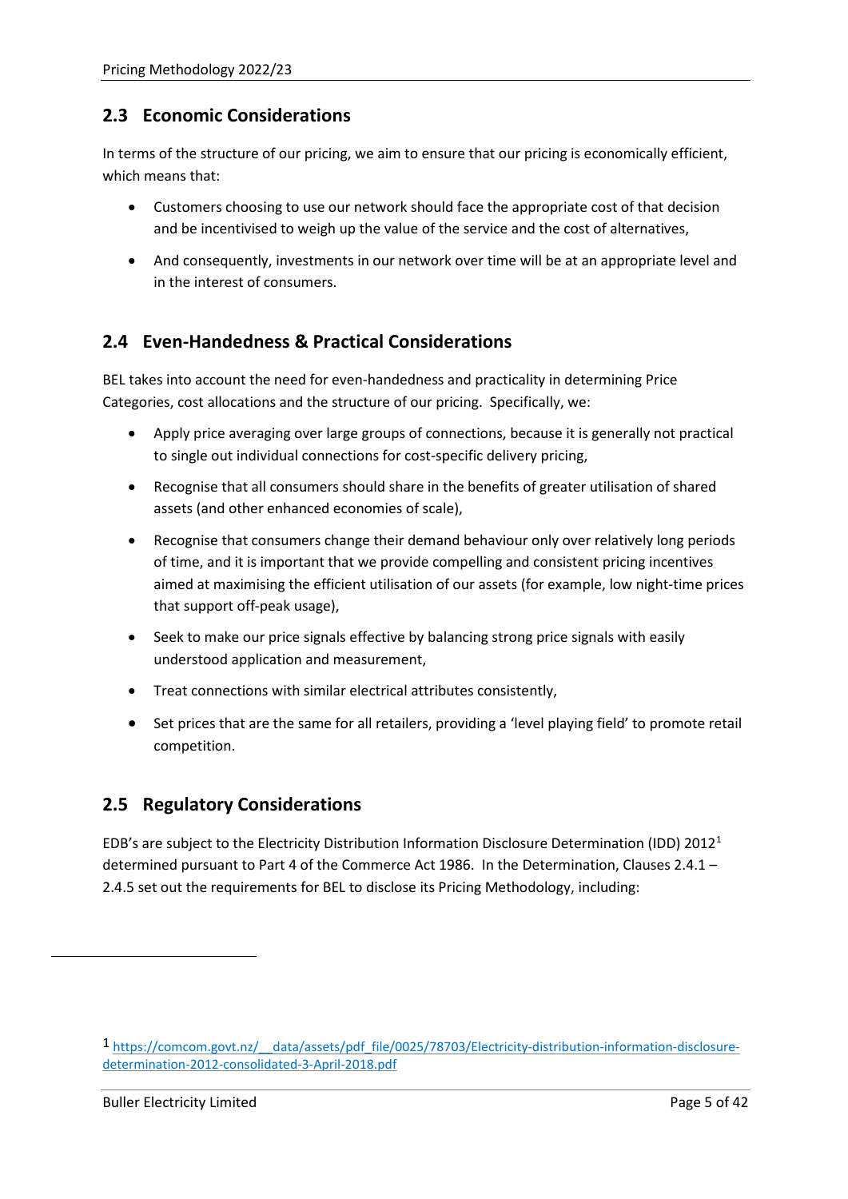## 2.3 Economic Considerations

In terms of the structure of our pricing, we aim to ensure that our pricing is economically efficient, which means that:

- Customers choosing to use our network should face the appropriate cost of that decision and be incentivised to weigh up the value of the service and the cost of alternatives,
- And consequently, investments in our network over time will be at an appropriate level and in the interest of consumers.

## 2.4 Even-Handedness & Practical Considerations

BEL takes into account the need for even-handedness and practicality in determining Price Categories, cost allocations and the structure of our pricing. Specifically, we:

- Apply price averaging over large groups of connections, because it is generally not practical to single out individual connections for cost-specific delivery pricing,
- Recognise that all consumers should share in the benefits of greater utilisation of shared assets (and other enhanced economies of scale),
- Recognise that consumers change their demand behaviour only over relatively long periods of time, and it is important that we provide compelling and consistent pricing incentives aimed at maximising the efficient utilisation of our assets (for example, low night-time prices that support off-peak usage),
- Seek to make our price signals effective by balancing strong price signals with easily understood application and measurement,
- Treat connections with similar electrical attributes consistently,
- Set prices that are the same for all retailers, providing a 'level playing field' to promote retail competition.

## 2.5 Regulatory Considerations

EDB's are subject to the Electricity Distribution Information Disclosure Determination (IDD) 2012[1] determined pursuant to Part 4 of the Commerce Act 1986. In the Determination, Clauses 2.4.1 – 2.4.5 set out the requirements for BEL to disclose its Pricing Methodology, including:

[1] https://comcom.govt.nz/__data/assets/pdf_file/0025/78703/Electricity-distribution-information-disclosure-determination-2012-consolidated-3-April-2018.pdf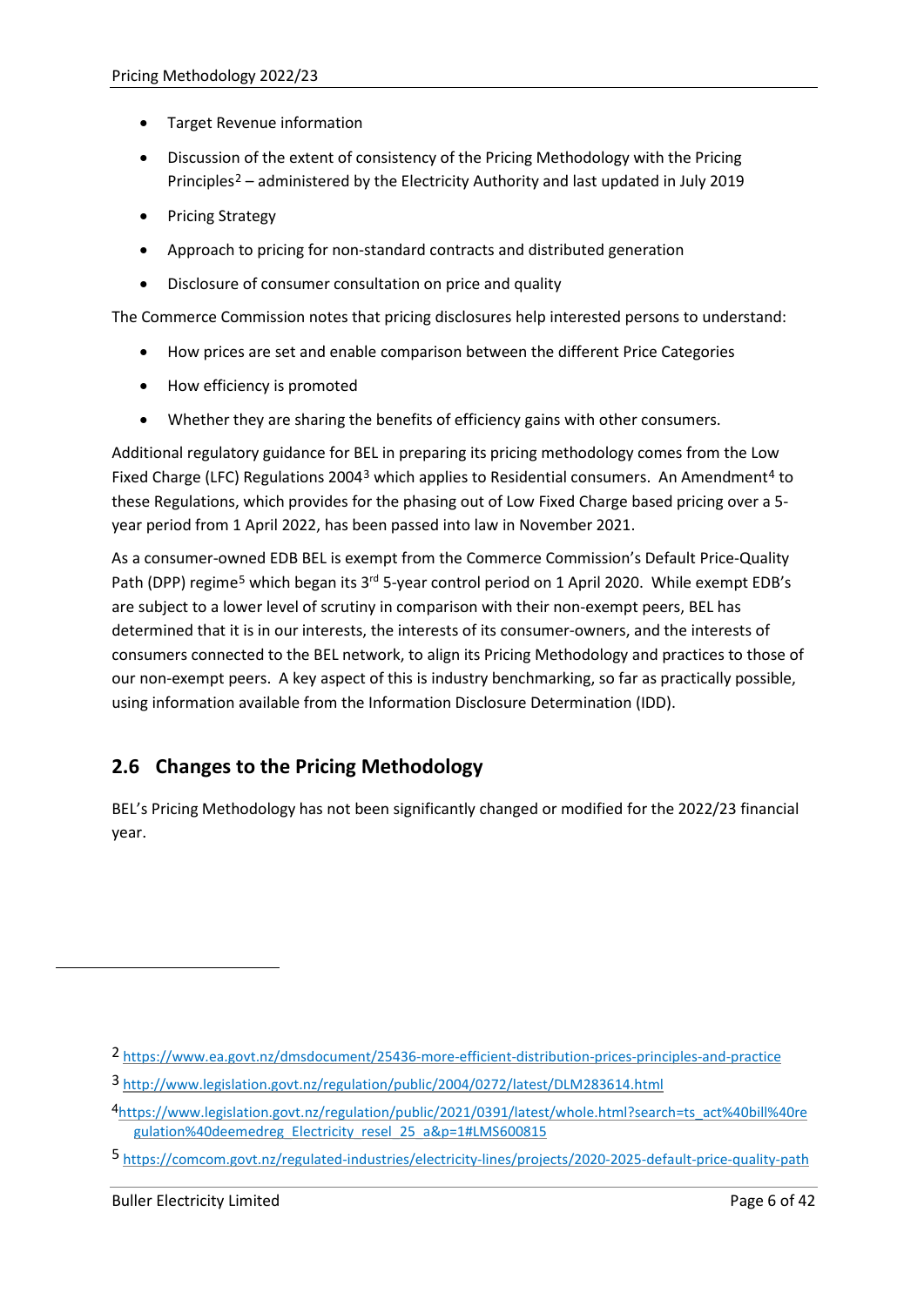- Target Revenue information
- Discussion of the extent of consistency of the Pricing Methodology with the Pricing Principles[2] – administered by the Electricity Authority and last updated in July 2019
- Pricing Strategy
- Approach to pricing for non-standard contracts and distributed generation
- Disclosure of consumer consultation on price and quality

The Commerce Commission notes that pricing disclosures help interested persons to understand:

- How prices are set and enable comparison between the different Price Categories
- How efficiency is promoted
- Whether they are sharing the benefits of efficiency gains with other consumers.

Additional regulatory guidance for BEL in preparing its pricing methodology comes from the Low Fixed Charge (LFC) Regulations 2004[3] which applies to Residential consumers. An Amendment[4] to these Regulations, which provides for the phasing out of Low Fixed Charge based pricing over a 5-year period from 1 April 2022, has been passed into law in November 2021.

As a consumer-owned EDB BEL is exempt from the Commerce Commission's Default Price-Quality Path (DPP) regime[5] which began its 3rd 5-year control period on 1 April 2020. While exempt EDB's are subject to a lower level of scrutiny in comparison with their non-exempt peers, BEL has determined that it is in our interests, the interests of its consumer-owners, and the interests of consumers connected to the BEL network, to align its Pricing Methodology and practices to those of our non-exempt peers. A key aspect of this is industry benchmarking, so far as practically possible, using information available from the Information Disclosure Determination (IDD).

## 2.6 Changes to the Pricing Methodology

BEL's Pricing Methodology has not been significantly changed or modified for the 2022/23 financial year.

---

[2] https://www.ea.govt.nz/dmsdocument/25436-more-efficient-distribution-prices-principles-and-practice

[3] http://www.legislation.govt.nz/regulation/public/2004/0272/latest/DLM283614.html

[4] https://www.legislation.govt.nz/regulation/public/2021/0391/latest/whole.html?search=ts_act%40bill%40regulation%40deemedreg_Electricity_resel_25_a&p=1#LMS600815

[5] https://comcom.govt.nz/regulated-industries/electricity-lines/projects/2020-2025-default-price-quality-path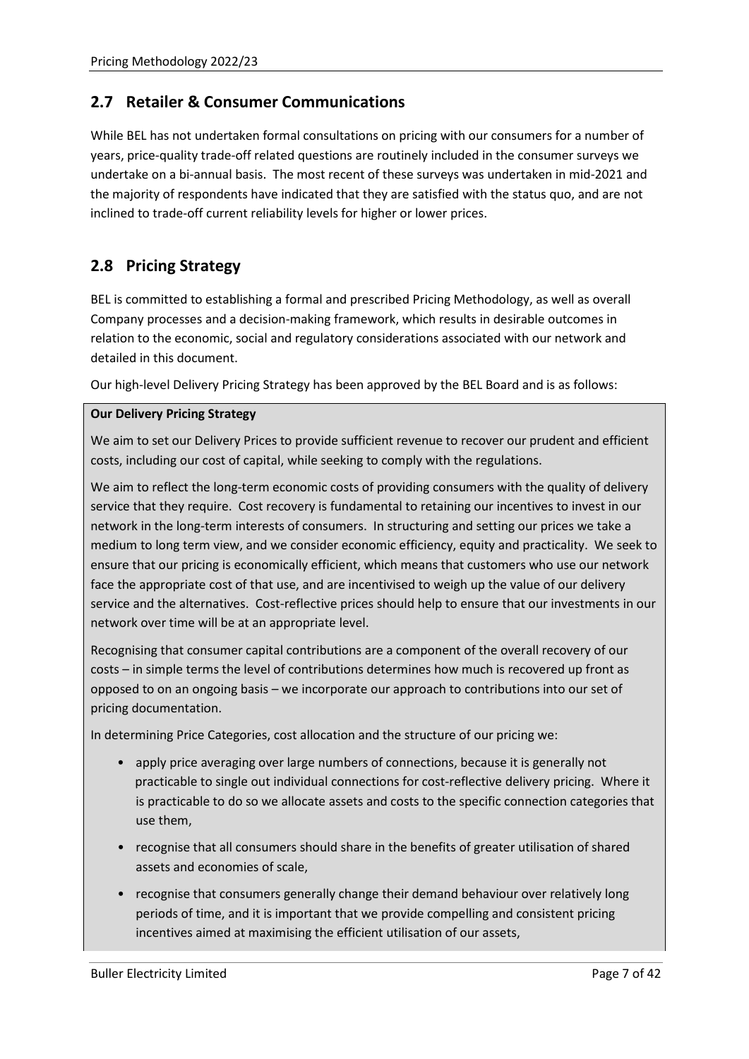## 2.7 Retailer & Consumer Communications

While BEL has not undertaken formal consultations on pricing with our consumers for a number of years, price-quality trade-off related questions are routinely included in the consumer surveys we undertake on a bi-annual basis. The most recent of these surveys was undertaken in mid-2021 and the majority of respondents have indicated that they are satisfied with the status quo, and are not inclined to trade-off current reliability levels for higher or lower prices.

## 2.8 Pricing Strategy

BEL is committed to establishing a formal and prescribed Pricing Methodology, as well as overall Company processes and a decision-making framework, which results in desirable outcomes in relation to the economic, social and regulatory considerations associated with our network and detailed in this document.

Our high-level Delivery Pricing Strategy has been approved by the BEL Board and is as follows:

**Our Delivery Pricing Strategy**

We aim to set our Delivery Prices to provide sufficient revenue to recover our prudent and efficient costs, including our cost of capital, while seeking to comply with the regulations.

We aim to reflect the long-term economic costs of providing consumers with the quality of delivery service that they require. Cost recovery is fundamental to retaining our incentives to invest in our network in the long-term interests of consumers. In structuring and setting our prices we take a medium to long term view, and we consider economic efficiency, equity and practicality. We seek to ensure that our pricing is economically efficient, which means that customers who use our network face the appropriate cost of that use, and are incentivised to weigh up the value of our delivery service and the alternatives. Cost-reflective prices should help to ensure that our investments in our network over time will be at an appropriate level.

Recognising that consumer capital contributions are a component of the overall recovery of our costs – in simple terms the level of contributions determines how much is recovered up front as opposed to on an ongoing basis – we incorporate our approach to contributions into our set of pricing documentation.

In determining Price Categories, cost allocation and the structure of our pricing we:

- apply price averaging over large numbers of connections, because it is generally not practicable to single out individual connections for cost-reflective delivery pricing. Where it is practicable to do so we allocate assets and costs to the specific connection categories that use them,
- recognise that all consumers should share in the benefits of greater utilisation of shared assets and economies of scale,
- recognise that consumers generally change their demand behaviour over relatively long periods of time, and it is important that we provide compelling and consistent pricing incentives aimed at maximising the efficient utilisation of our assets,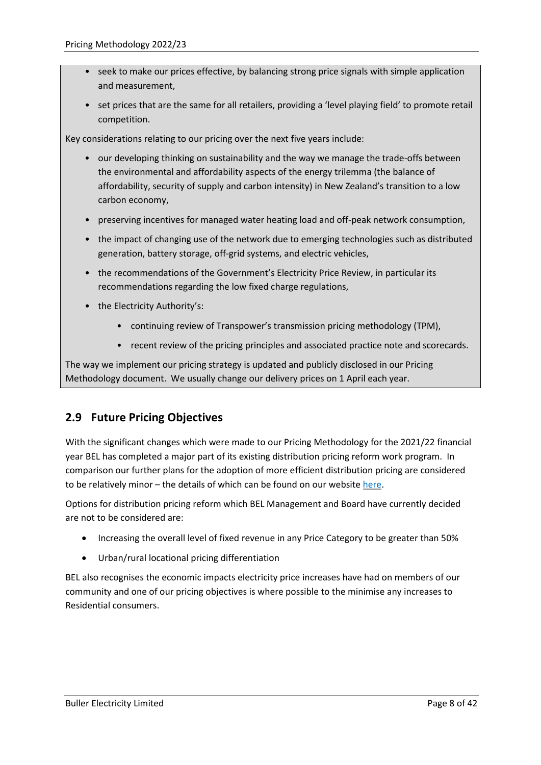- seek to make our prices effective, by balancing strong price signals with simple application and measurement,
- set prices that are the same for all retailers, providing a 'level playing field' to promote retail competition.

Key considerations relating to our pricing over the next five years include:

- our developing thinking on sustainability and the way we manage the trade-offs between the environmental and affordability aspects of the energy trilemma (the balance of affordability, security of supply and carbon intensity) in New Zealand's transition to a low carbon economy,
- preserving incentives for managed water heating load and off-peak network consumption,
- the impact of changing use of the network due to emerging technologies such as distributed generation, battery storage, off-grid systems, and electric vehicles,
- the recommendations of the Government's Electricity Price Review, in particular its recommendations regarding the low fixed charge regulations,
- the Electricity Authority's:
    - continuing review of Transpower's transmission pricing methodology (TPM),
    - recent review of the pricing principles and associated practice note and scorecards.

The way we implement our pricing strategy is updated and publicly disclosed in our Pricing Methodology document. We usually change our delivery prices on 1 April each year.

## 2.9 Future Pricing Objectives

With the significant changes which were made to our Pricing Methodology for the 2021/22 financial year BEL has completed a major part of its existing distribution pricing reform work program. In comparison our further plans for the adoption of more efficient distribution pricing are considered to be relatively minor – the details of which can be found on our website here.

Options for distribution pricing reform which BEL Management and Board have currently decided are not to be considered are:

- Increasing the overall level of fixed revenue in any Price Category to be greater than 50%
- Urban/rural locational pricing differentiation

BEL also recognises the economic impacts electricity price increases have had on members of our community and one of our pricing objectives is where possible to the minimise any increases to Residential consumers.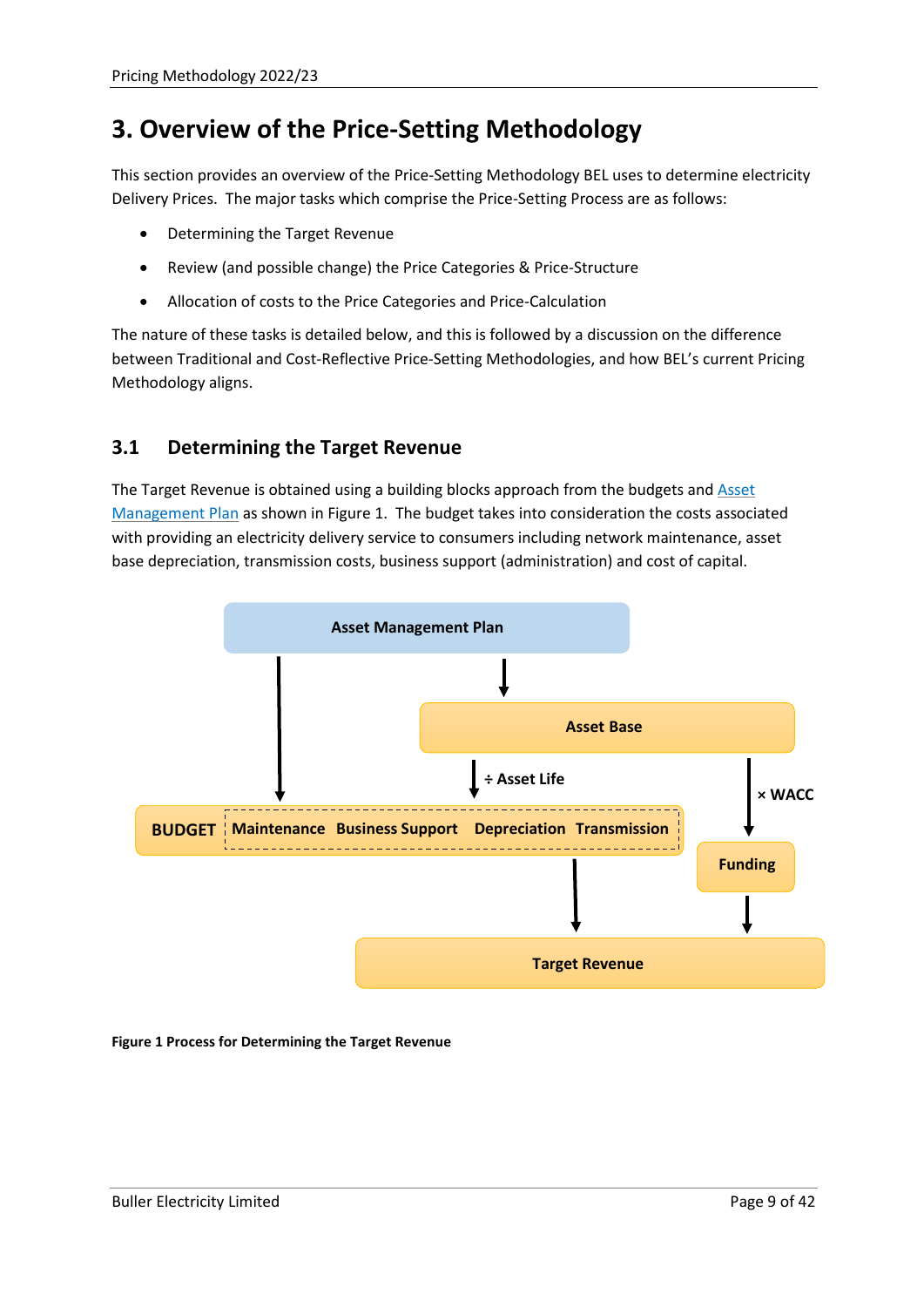# 3. Overview of the Price-Setting Methodology

This section provides an overview of the Price-Setting Methodology BEL uses to determine electricity Delivery Prices. The major tasks which comprise the Price-Setting Process are as follows:

- Determining the Target Revenue
- Review (and possible change) the Price Categories & Price-Structure
- Allocation of costs to the Price Categories and Price-Calculation

The nature of these tasks is detailed below, and this is followed by a discussion on the difference between Traditional and Cost-Reflective Price-Setting Methodologies, and how BEL's current Pricing Methodology aligns.

## 3.1 Determining the Target Revenue

The Target Revenue is obtained using a building blocks approach from the budgets and Asset Management Plan as shown in Figure 1. The budget takes into consideration the costs associated with providing an electricity delivery service to consumers including network maintenance, asset base depreciation, transmission costs, business support (administration) and cost of capital.

Asset Management Plan

Asset Base

÷ Asset Life

× WACC

BUDGET Maintenance Business Support Depreciation Transmission

Funding

Target Revenue

**Figure 1 Process for Determining the Target Revenue**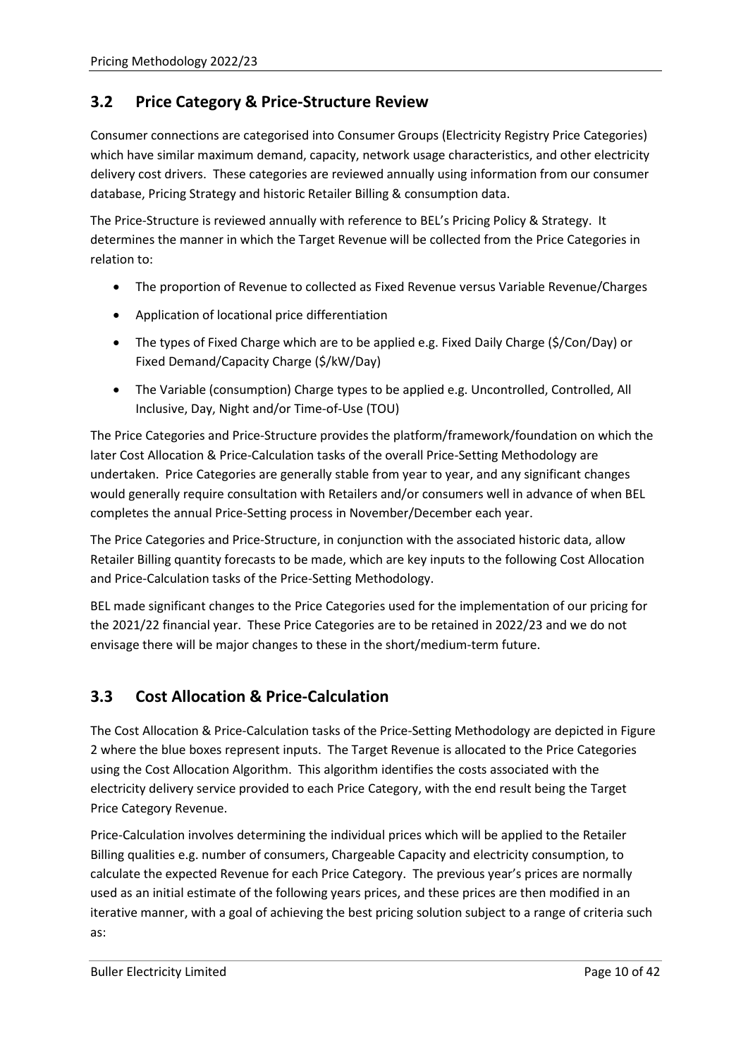## 3.2 Price Category & Price-Structure Review

Consumer connections are categorised into Consumer Groups (Electricity Registry Price Categories) which have similar maximum demand, capacity, network usage characteristics, and other electricity delivery cost drivers. These categories are reviewed annually using information from our consumer database, Pricing Strategy and historic Retailer Billing & consumption data.

The Price-Structure is reviewed annually with reference to BEL's Pricing Policy & Strategy. It determines the manner in which the Target Revenue will be collected from the Price Categories in relation to:

- The proportion of Revenue to collected as Fixed Revenue versus Variable Revenue/Charges
- Application of locational price differentiation
- The types of Fixed Charge which are to be applied e.g. Fixed Daily Charge ($/Con/Day) or Fixed Demand/Capacity Charge ($/kW/Day)
- The Variable (consumption) Charge types to be applied e.g. Uncontrolled, Controlled, All Inclusive, Day, Night and/or Time-of-Use (TOU)

The Price Categories and Price-Structure provides the platform/framework/foundation on which the later Cost Allocation & Price-Calculation tasks of the overall Price-Setting Methodology are undertaken. Price Categories are generally stable from year to year, and any significant changes would generally require consultation with Retailers and/or consumers well in advance of when BEL completes the annual Price-Setting process in November/December each year.

The Price Categories and Price-Structure, in conjunction with the associated historic data, allow Retailer Billing quantity forecasts to be made, which are key inputs to the following Cost Allocation and Price-Calculation tasks of the Price-Setting Methodology.

BEL made significant changes to the Price Categories used for the implementation of our pricing for the 2021/22 financial year. These Price Categories are to be retained in 2022/23 and we do not envisage there will be major changes to these in the short/medium-term future.

## 3.3 Cost Allocation & Price-Calculation

The Cost Allocation & Price-Calculation tasks of the Price-Setting Methodology are depicted in Figure 2 where the blue boxes represent inputs. The Target Revenue is allocated to the Price Categories using the Cost Allocation Algorithm. This algorithm identifies the costs associated with the electricity delivery service provided to each Price Category, with the end result being the Target Price Category Revenue.

Price-Calculation involves determining the individual prices which will be applied to the Retailer Billing qualities e.g. number of consumers, Chargeable Capacity and electricity consumption, to calculate the expected Revenue for each Price Category. The previous year's prices are normally used as an initial estimate of the following years prices, and these prices are then modified in an iterative manner, with a goal of achieving the best pricing solution subject to a range of criteria such as: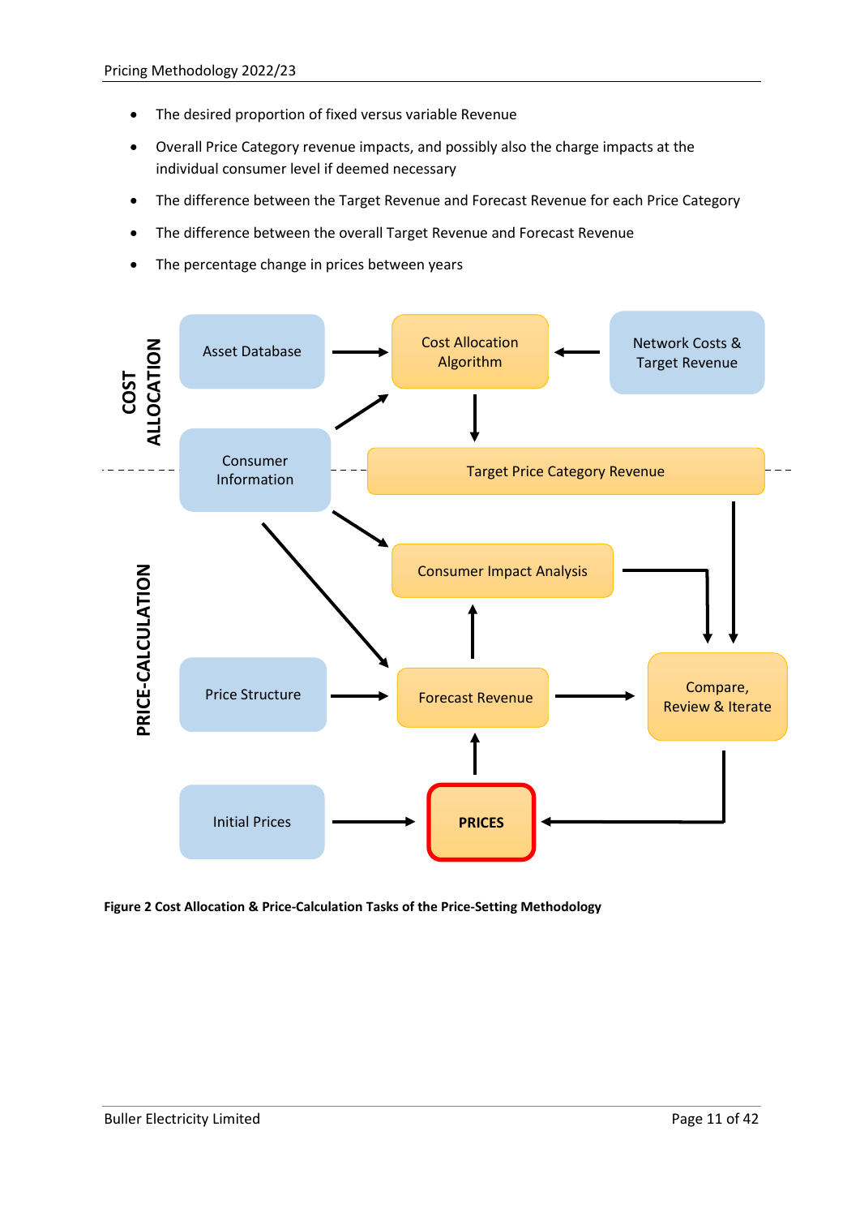- The desired proportion of fixed versus variable Revenue
- Overall Price Category revenue impacts, and possibly also the charge impacts at the individual consumer level if deemed necessary
- The difference between the Target Revenue and Forecast Revenue for each Price Category
- The difference between the overall Target Revenue and Forecast Revenue
- The percentage change in prices between years

COST ALLOCATION

Asset Database

Cost Allocation Algorithm

Network Costs & Target Revenue

Consumer Information

Target Price Category Revenue

PRICE-CALCULATION

Consumer Impact Analysis

Price Structure

Forecast Revenue

Compare, Review & Iterate

Initial Prices

PRICES

**Figure 2 Cost Allocation & Price-Calculation Tasks of the Price-Setting Methodology**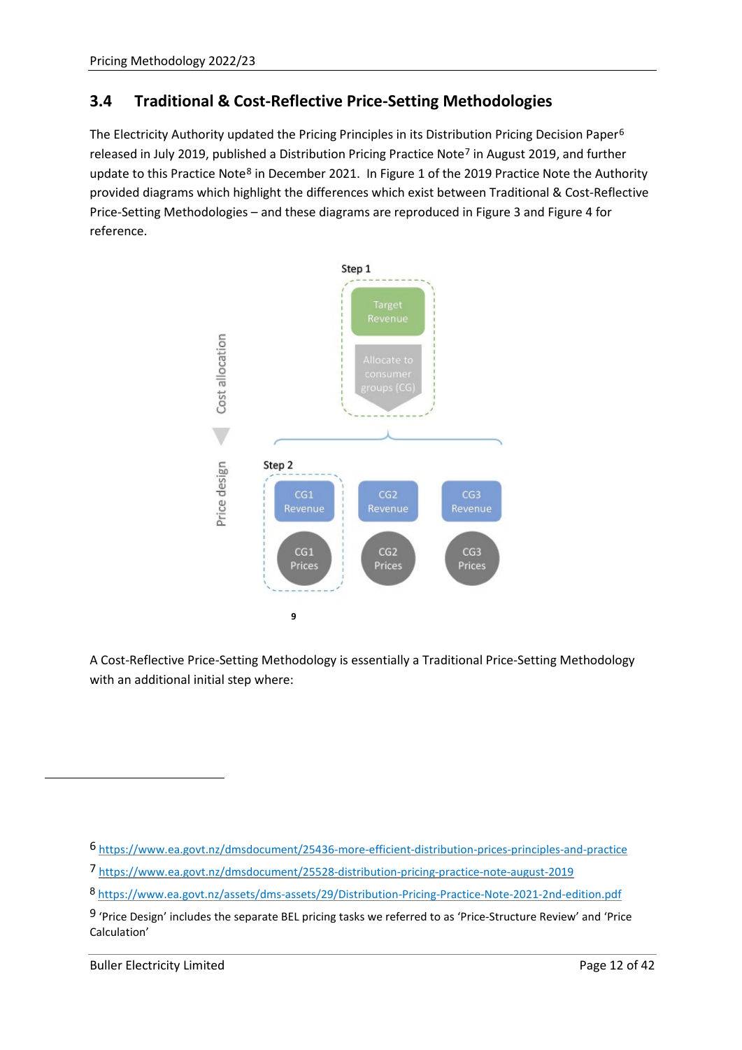## 3.4 Traditional & Cost-Reflective Price-Setting Methodologies

The Electricity Authority updated the Pricing Principles in its Distribution Pricing Decision Paper[6] released in July 2019, published a Distribution Pricing Practice Note[7] in August 2019, and further update to this Practice Note[8] in December 2021. In Figure 1 of the 2019 Practice Note the Authority provided diagrams which highlight the differences which exist between Traditional & Cost-Reflective Price-Setting Methodologies – and these diagrams are reproduced in Figure 3 and Figure 4 for reference.

Step 1

Target Revenue

Allocate to consumer groups (CG)

Cost allocation

Price design

Step 2

CG1 Revenue | CG2 Revenue | CG3 Revenue

CG1 Prices | CG2 Prices | CG3 Prices

[9]

A Cost-Reflective Price-Setting Methodology is essentially a Traditional Price-Setting Methodology with an additional initial step where:

---

[6] https://www.ea.govt.nz/dmsdocument/25436-more-efficient-distribution-prices-principles-and-practice

[7] https://www.ea.govt.nz/dmsdocument/25528-distribution-pricing-practice-note-august-2019

[8] https://www.ea.govt.nz/assets/dms-assets/29/Distribution-Pricing-Practice-Note-2021-2nd-edition.pdf

[9] 'Price Design' includes the separate BEL pricing tasks we referred to as 'Price-Structure Review' and 'Price Calculation'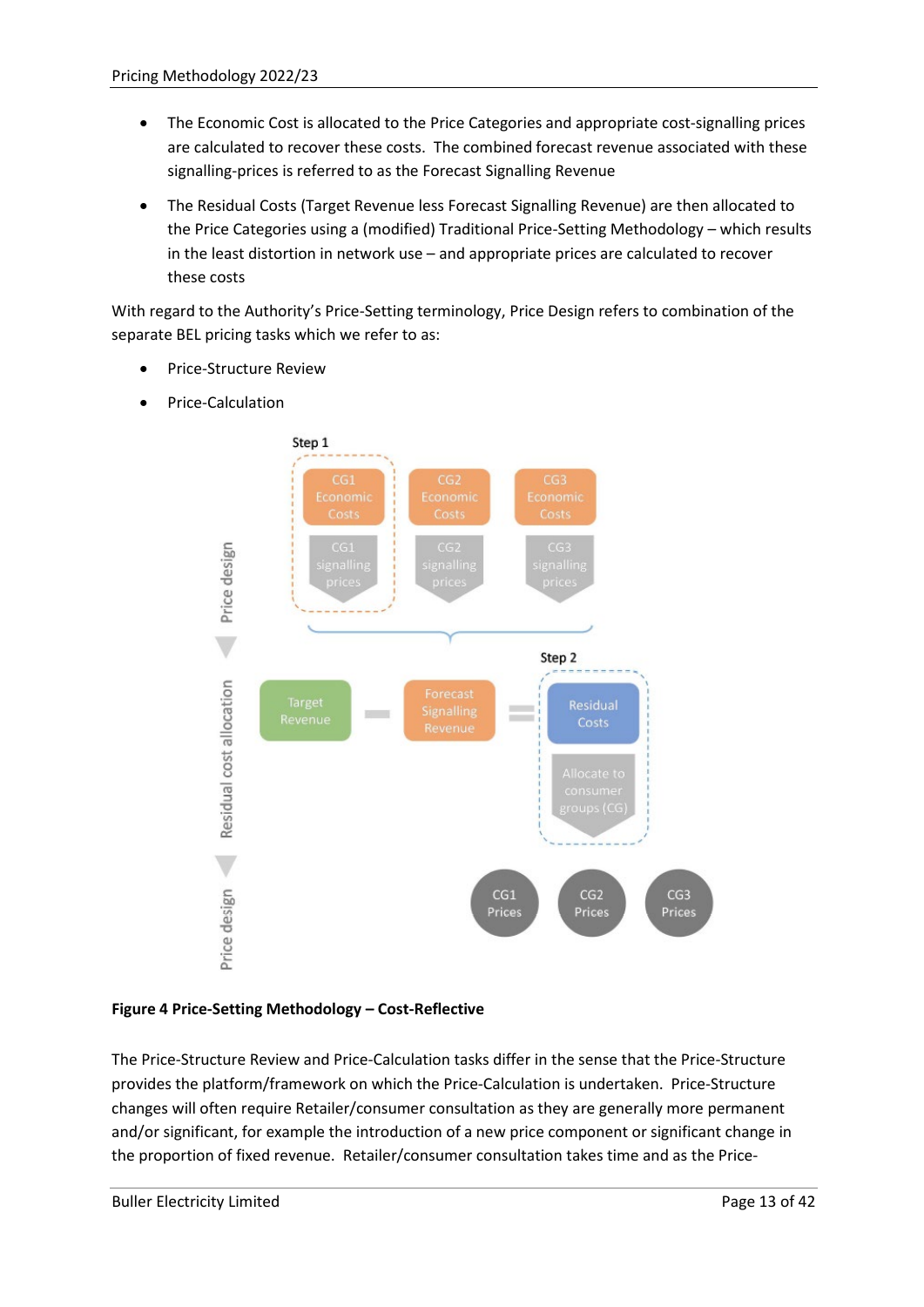- The Economic Cost is allocated to the Price Categories and appropriate cost-signalling prices are calculated to recover these costs. The combined forecast revenue associated with these signalling-prices is referred to as the Forecast Signalling Revenue
- The Residual Costs (Target Revenue less Forecast Signalling Revenue) are then allocated to the Price Categories using a (modified) Traditional Price-Setting Methodology – which results in the least distortion in network use – and appropriate prices are calculated to recover these costs

With regard to the Authority's Price-Setting terminology, Price Design refers to combination of the separate BEL pricing tasks which we refer to as:

- Price-Structure Review
- Price-Calculation

**Figure 4 Price-Setting Methodology – Cost-Reflective**

The Price-Structure Review and Price-Calculation tasks differ in the sense that the Price-Structure provides the platform/framework on which the Price-Calculation is undertaken. Price-Structure changes will often require Retailer/consumer consultation as they are generally more permanent and/or significant, for example the introduction of a new price component or significant change in the proportion of fixed revenue. Retailer/consumer consultation takes time and as the Price-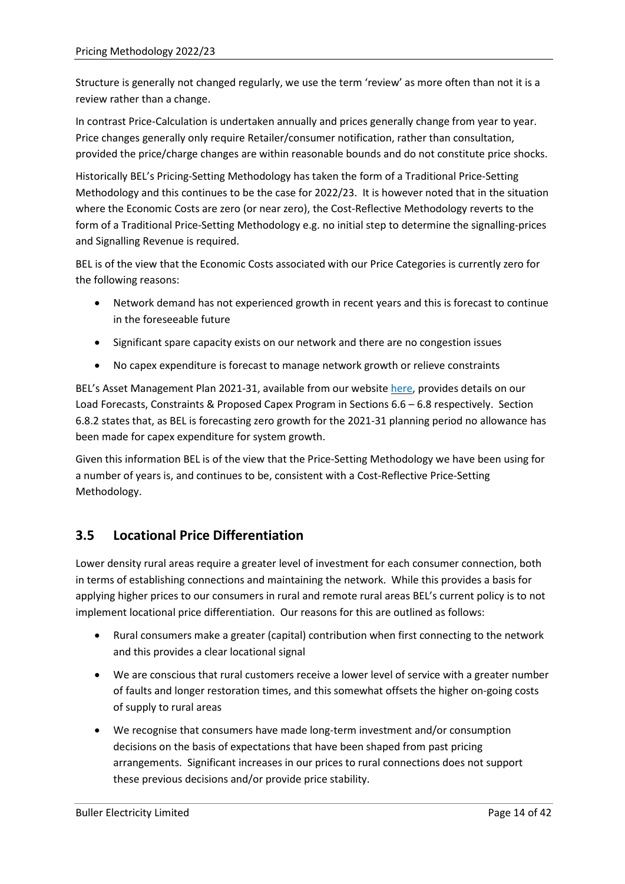Structure is generally not changed regularly, we use the term 'review' as more often than not it is a review rather than a change.

In contrast Price-Calculation is undertaken annually and prices generally change from year to year. Price changes generally only require Retailer/consumer notification, rather than consultation, provided the price/charge changes are within reasonable bounds and do not constitute price shocks.

Historically BEL's Pricing-Setting Methodology has taken the form of a Traditional Price-Setting Methodology and this continues to be the case for 2022/23. It is however noted that in the situation where the Economic Costs are zero (or near zero), the Cost-Reflective Methodology reverts to the form of a Traditional Price-Setting Methodology e.g. no initial step to determine the signalling-prices and Signalling Revenue is required.

BEL is of the view that the Economic Costs associated with our Price Categories is currently zero for the following reasons:

- Network demand has not experienced growth in recent years and this is forecast to continue in the foreseeable future
- Significant spare capacity exists on our network and there are no congestion issues
- No capex expenditure is forecast to manage network growth or relieve constraints

BEL's Asset Management Plan 2021-31, available from our website here, provides details on our Load Forecasts, Constraints & Proposed Capex Program in Sections 6.6 – 6.8 respectively. Section 6.8.2 states that, as BEL is forecasting zero growth for the 2021-31 planning period no allowance has been made for capex expenditure for system growth.

Given this information BEL is of the view that the Price-Setting Methodology we have been using for a number of years is, and continues to be, consistent with a Cost-Reflective Price-Setting Methodology.

## 3.5 Locational Price Differentiation

Lower density rural areas require a greater level of investment for each consumer connection, both in terms of establishing connections and maintaining the network. While this provides a basis for applying higher prices to our consumers in rural and remote rural areas BEL's current policy is to not implement locational price differentiation. Our reasons for this are outlined as follows:

- Rural consumers make a greater (capital) contribution when first connecting to the network and this provides a clear locational signal
- We are conscious that rural customers receive a lower level of service with a greater number of faults and longer restoration times, and this somewhat offsets the higher on-going costs of supply to rural areas
- We recognise that consumers have made long-term investment and/or consumption decisions on the basis of expectations that have been shaped from past pricing arrangements. Significant increases in our prices to rural connections does not support these previous decisions and/or provide price stability.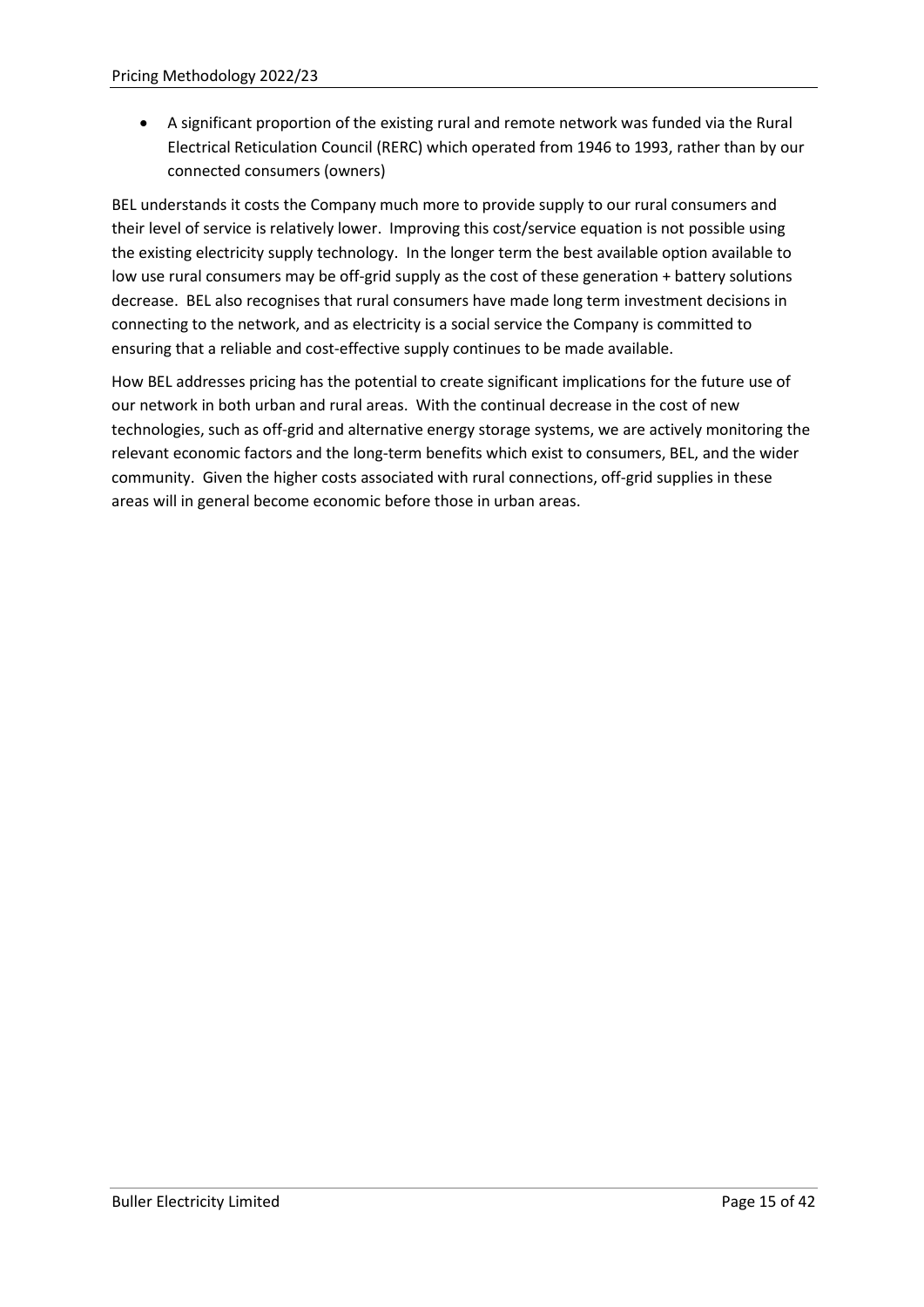- A significant proportion of the existing rural and remote network was funded via the Rural Electrical Reticulation Council (RERC) which operated from 1946 to 1993, rather than by our connected consumers (owners)

BEL understands it costs the Company much more to provide supply to our rural consumers and their level of service is relatively lower. Improving this cost/service equation is not possible using the existing electricity supply technology. In the longer term the best available option available to low use rural consumers may be off-grid supply as the cost of these generation + battery solutions decrease. BEL also recognises that rural consumers have made long term investment decisions in connecting to the network, and as electricity is a social service the Company is committed to ensuring that a reliable and cost-effective supply continues to be made available.

How BEL addresses pricing has the potential to create significant implications for the future use of our network in both urban and rural areas. With the continual decrease in the cost of new technologies, such as off-grid and alternative energy storage systems, we are actively monitoring the relevant economic factors and the long-term benefits which exist to consumers, BEL, and the wider community. Given the higher costs associated with rural connections, off-grid supplies in these areas will in general become economic before those in urban areas.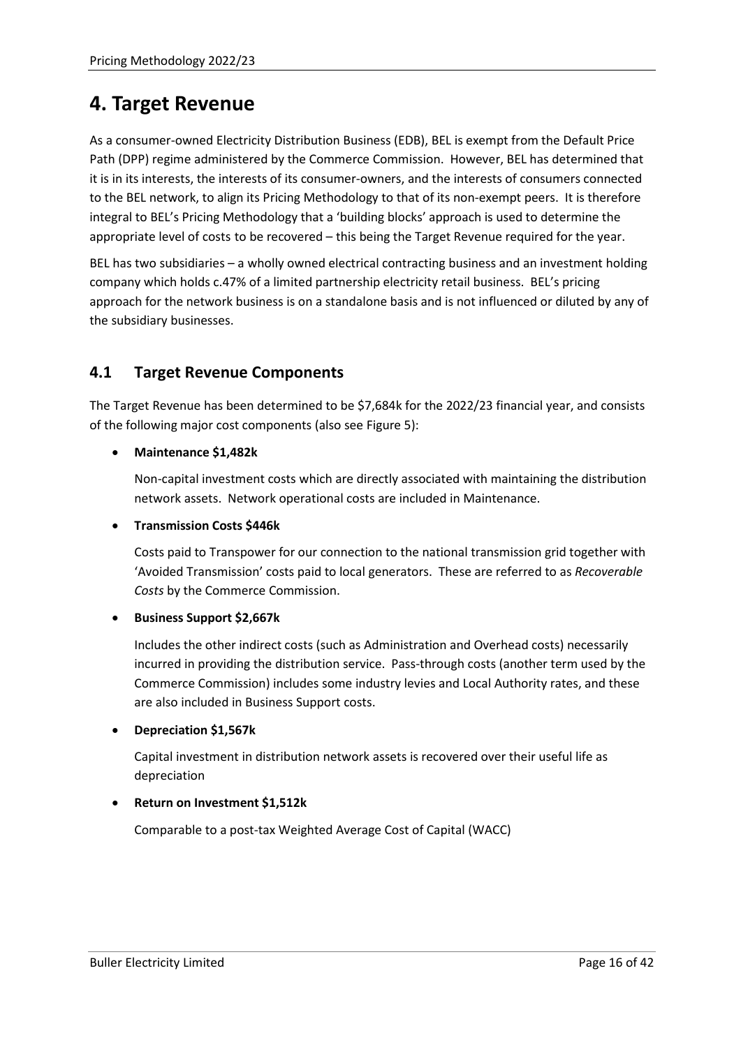# 4. Target Revenue

As a consumer-owned Electricity Distribution Business (EDB), BEL is exempt from the Default Price Path (DPP) regime administered by the Commerce Commission. However, BEL has determined that it is in its interests, the interests of its consumer-owners, and the interests of consumers connected to the BEL network, to align its Pricing Methodology to that of its non-exempt peers. It is therefore integral to BEL's Pricing Methodology that a 'building blocks' approach is used to determine the appropriate level of costs to be recovered – this being the Target Revenue required for the year.

BEL has two subsidiaries – a wholly owned electrical contracting business and an investment holding company which holds c.47% of a limited partnership electricity retail business. BEL's pricing approach for the network business is on a standalone basis and is not influenced or diluted by any of the subsidiary businesses.

## 4.1 Target Revenue Components

The Target Revenue has been determined to be $7,684k for the 2022/23 financial year, and consists of the following major cost components (also see Figure 5):

- **Maintenance $1,482k**

  Non-capital investment costs which are directly associated with maintaining the distribution network assets. Network operational costs are included in Maintenance.

- **Transmission Costs $446k**

  Costs paid to Transpower for our connection to the national transmission grid together with 'Avoided Transmission' costs paid to local generators. These are referred to as *Recoverable Costs* by the Commerce Commission.

- **Business Support $2,667k**

  Includes the other indirect costs (such as Administration and Overhead costs) necessarily incurred in providing the distribution service. Pass-through costs (another term used by the Commerce Commission) includes some industry levies and Local Authority rates, and these are also included in Business Support costs.

- **Depreciation $1,567k**

  Capital investment in distribution network assets is recovered over their useful life as depreciation

- **Return on Investment $1,512k**

  Comparable to a post-tax Weighted Average Cost of Capital (WACC)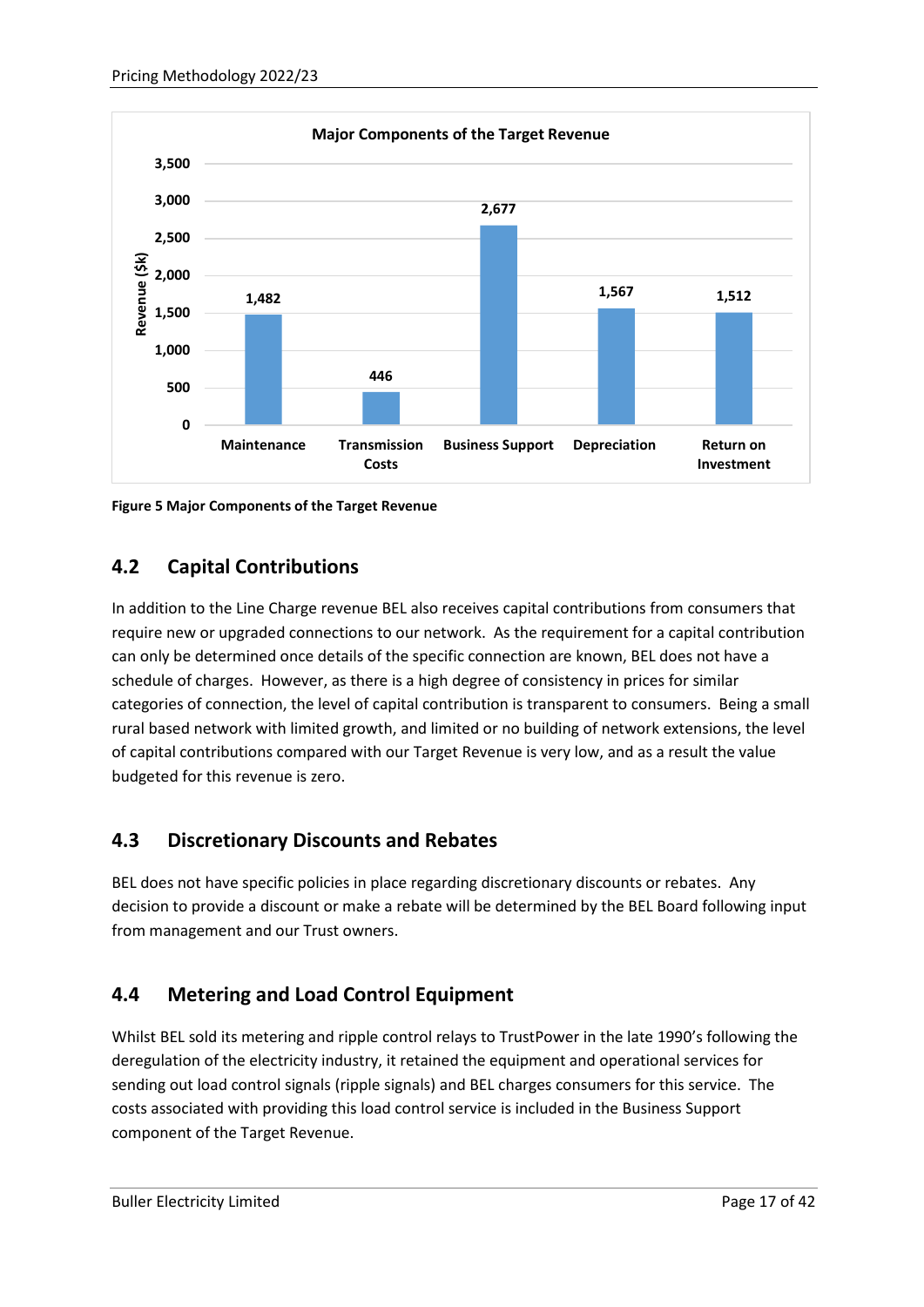**Major Components of the Target Revenue**

| Component | Revenue ($k) |
| --- | --- |
| Maintenance | 1,482 |
| Transmission Costs | 446 |
| Business Support | 2,677 |
| Depreciation | 1,567 |
| Return on Investment | 1,512 |

**Figure 5 Major Components of the Target Revenue**

## 4.2 Capital Contributions

In addition to the Line Charge revenue BEL also receives capital contributions from consumers that require new or upgraded connections to our network. As the requirement for a capital contribution can only be determined once details of the specific connection are known, BEL does not have a schedule of charges. However, as there is a high degree of consistency in prices for similar categories of connection, the level of capital contribution is transparent to consumers. Being a small rural based network with limited growth, and limited or no building of network extensions, the level of capital contributions compared with our Target Revenue is very low, and as a result the value budgeted for this revenue is zero.

## 4.3 Discretionary Discounts and Rebates

BEL does not have specific policies in place regarding discretionary discounts or rebates. Any decision to provide a discount or make a rebate will be determined by the BEL Board following input from management and our Trust owners.

## 4.4 Metering and Load Control Equipment

Whilst BEL sold its metering and ripple control relays to TrustPower in the late 1990's following the deregulation of the electricity industry, it retained the equipment and operational services for sending out load control signals (ripple signals) and BEL charges consumers for this service. The costs associated with providing this load control service is included in the Business Support component of the Target Revenue.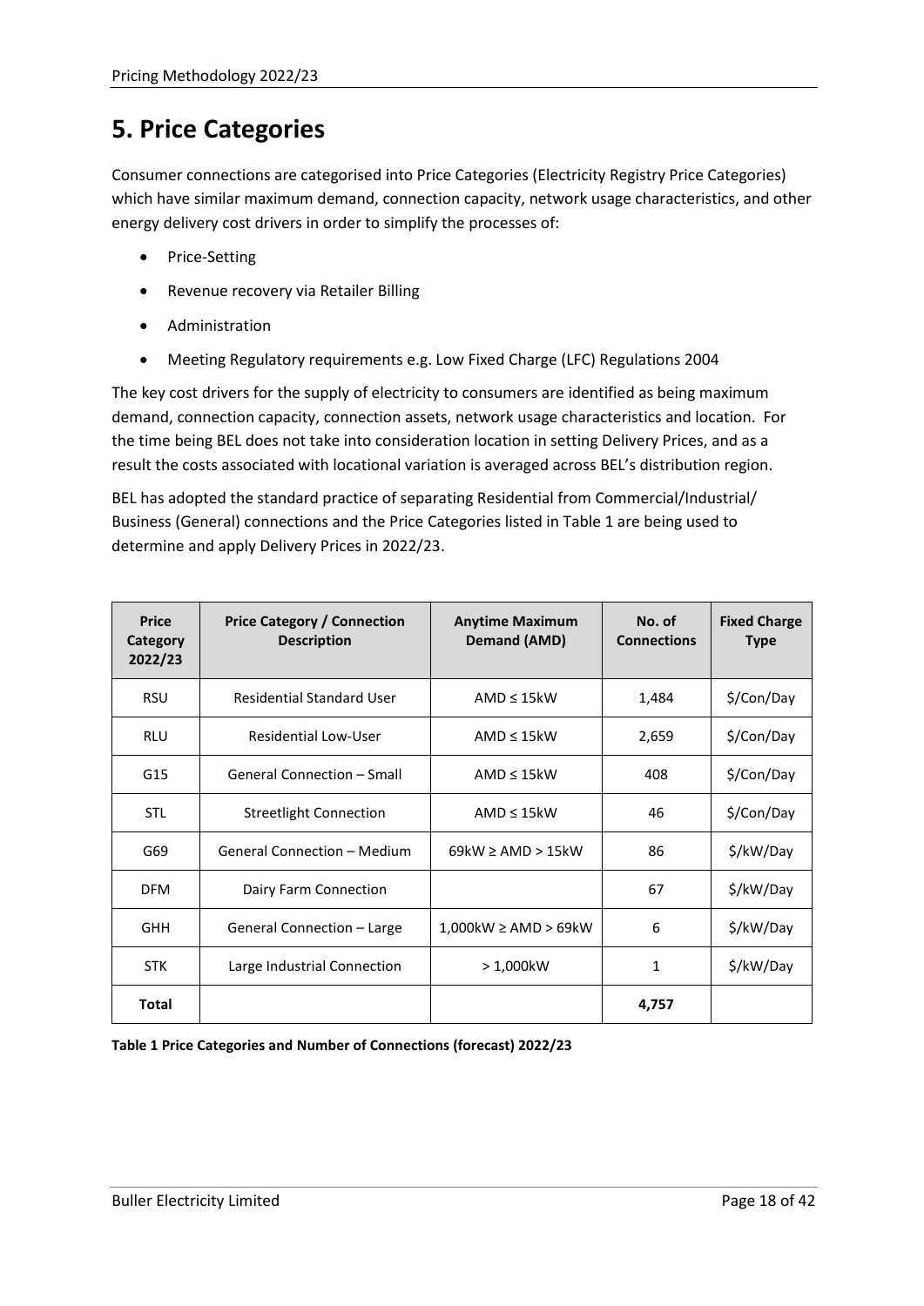# 5. Price Categories

Consumer connections are categorised into Price Categories (Electricity Registry Price Categories) which have similar maximum demand, connection capacity, network usage characteristics, and other energy delivery cost drivers in order to simplify the processes of:

- Price-Setting
- Revenue recovery via Retailer Billing
- Administration
- Meeting Regulatory requirements e.g. Low Fixed Charge (LFC) Regulations 2004

The key cost drivers for the supply of electricity to consumers are identified as being maximum demand, connection capacity, connection assets, network usage characteristics and location. For the time being BEL does not take into consideration location in setting Delivery Prices, and as a result the costs associated with locational variation is averaged across BEL's distribution region.

BEL has adopted the standard practice of separating Residential from Commercial/Industrial/ Business (General) connections and the Price Categories listed in Table 1 are being used to determine and apply Delivery Prices in 2022/23.

| Price Category 2022/23 | Price Category / Connection Description | Anytime Maximum Demand (AMD) | No. of Connections | Fixed Charge Type |
|---|---|---|---|---|
| RSU | Residential Standard User | AMD ≤ 15kW | 1,484 | $/Con/Day |
| RLU | Residential Low-User | AMD ≤ 15kW | 2,659 | $/Con/Day |
| G15 | General Connection – Small | AMD ≤ 15kW | 408 | $/Con/Day |
| STL | Streetlight Connection | AMD ≤ 15kW | 46 | $/Con/Day |
| G69 | General Connection – Medium | 69kW ≥ AMD > 15kW | 86 | $/kW/Day |
| DFM | Dairy Farm Connection | | 67 | $/kW/Day |
| GHH | General Connection – Large | 1,000kW ≥ AMD > 69kW | 6 | $/kW/Day |
| STK | Large Industrial Connection | > 1,000kW | 1 | $/kW/Day |
| **Total** | | | **4,757** | |

**Table 1 Price Categories and Number of Connections (forecast) 2022/23**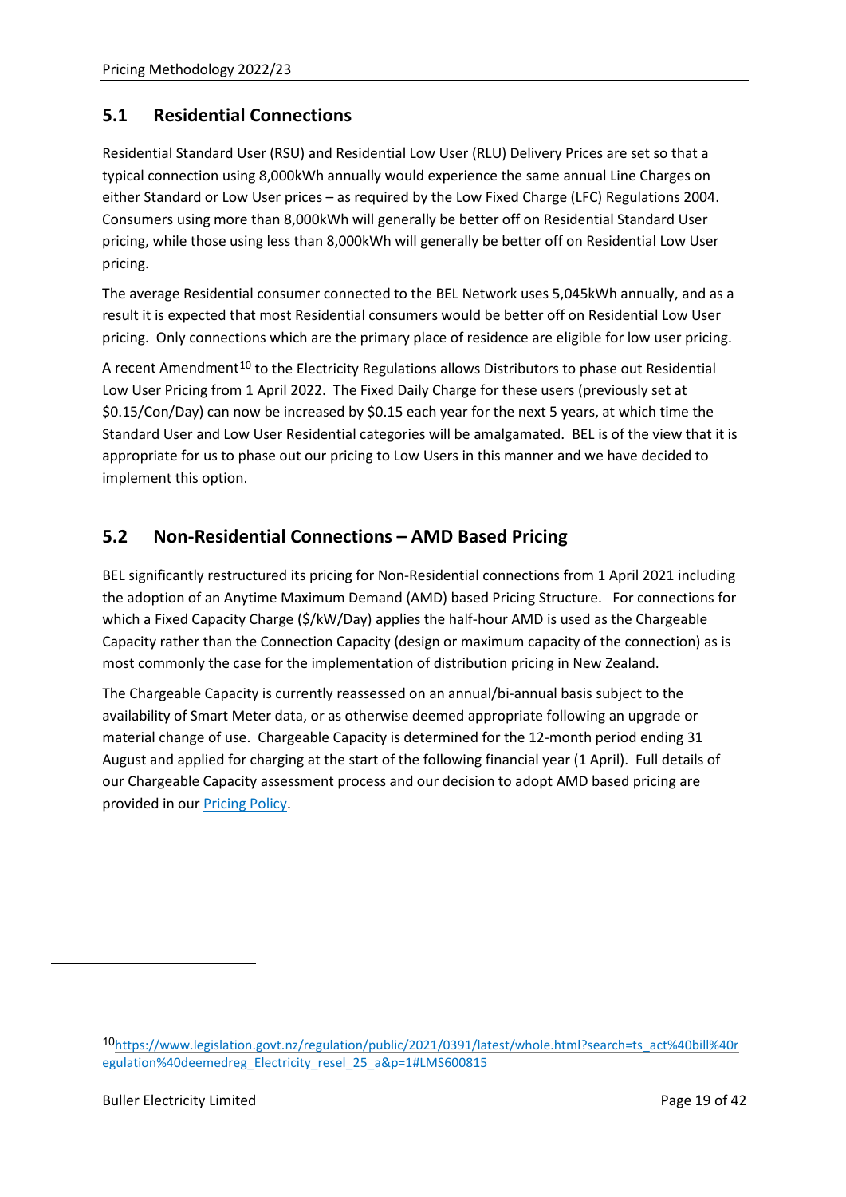## 5.1 Residential Connections

Residential Standard User (RSU) and Residential Low User (RLU) Delivery Prices are set so that a typical connection using 8,000kWh annually would experience the same annual Line Charges on either Standard or Low User prices – as required by the Low Fixed Charge (LFC) Regulations 2004. Consumers using more than 8,000kWh will generally be better off on Residential Standard User pricing, while those using less than 8,000kWh will generally be better off on Residential Low User pricing.

The average Residential consumer connected to the BEL Network uses 5,045kWh annually, and as a result it is expected that most Residential consumers would be better off on Residential Low User pricing. Only connections which are the primary place of residence are eligible for low user pricing.

A recent Amendment[10] to the Electricity Regulations allows Distributors to phase out Residential Low User Pricing from 1 April 2022. The Fixed Daily Charge for these users (previously set at $0.15/Con/Day) can now be increased by $0.15 each year for the next 5 years, at which time the Standard User and Low User Residential categories will be amalgamated. BEL is of the view that it is appropriate for us to phase out our pricing to Low Users in this manner and we have decided to implement this option.

## 5.2 Non-Residential Connections – AMD Based Pricing

BEL significantly restructured its pricing for Non-Residential connections from 1 April 2021 including the adoption of an Anytime Maximum Demand (AMD) based Pricing Structure. For connections for which a Fixed Capacity Charge ($/kW/Day) applies the half-hour AMD is used as the Chargeable Capacity rather than the Connection Capacity (design or maximum capacity of the connection) as is most commonly the case for the implementation of distribution pricing in New Zealand.

The Chargeable Capacity is currently reassessed on an annual/bi-annual basis subject to the availability of Smart Meter data, or as otherwise deemed appropriate following an upgrade or material change of use. Chargeable Capacity is determined for the 12-month period ending 31 August and applied for charging at the start of the following financial year (1 April). Full details of our Chargeable Capacity assessment process and our decision to adopt AMD based pricing are provided in our Pricing Policy.

[10] https://www.legislation.govt.nz/regulation/public/2021/0391/latest/whole.html?search=ts_act%40bill%40regulation%40deemedreg_Electricity_resel_25_a&p=1#LMS600815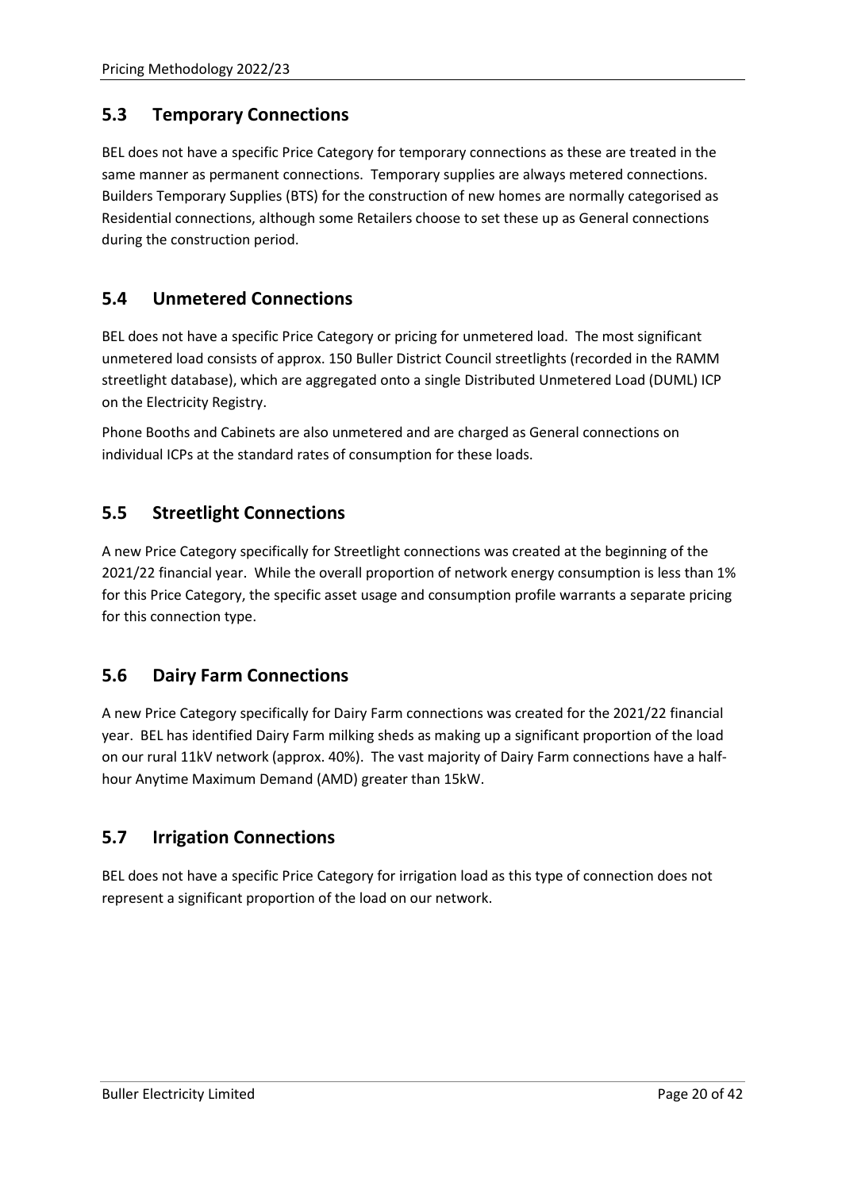## 5.3 Temporary Connections

BEL does not have a specific Price Category for temporary connections as these are treated in the same manner as permanent connections. Temporary supplies are always metered connections. Builders Temporary Supplies (BTS) for the construction of new homes are normally categorised as Residential connections, although some Retailers choose to set these up as General connections during the construction period.

## 5.4 Unmetered Connections

BEL does not have a specific Price Category or pricing for unmetered load. The most significant unmetered load consists of approx. 150 Buller District Council streetlights (recorded in the RAMM streetlight database), which are aggregated onto a single Distributed Unmetered Load (DUML) ICP on the Electricity Registry.

Phone Booths and Cabinets are also unmetered and are charged as General connections on individual ICPs at the standard rates of consumption for these loads.

## 5.5 Streetlight Connections

A new Price Category specifically for Streetlight connections was created at the beginning of the 2021/22 financial year. While the overall proportion of network energy consumption is less than 1% for this Price Category, the specific asset usage and consumption profile warrants a separate pricing for this connection type.

## 5.6 Dairy Farm Connections

A new Price Category specifically for Dairy Farm connections was created for the 2021/22 financial year. BEL has identified Dairy Farm milking sheds as making up a significant proportion of the load on our rural 11kV network (approx. 40%). The vast majority of Dairy Farm connections have a half-hour Anytime Maximum Demand (AMD) greater than 15kW.

## 5.7 Irrigation Connections

BEL does not have a specific Price Category for irrigation load as this type of connection does not represent a significant proportion of the load on our network.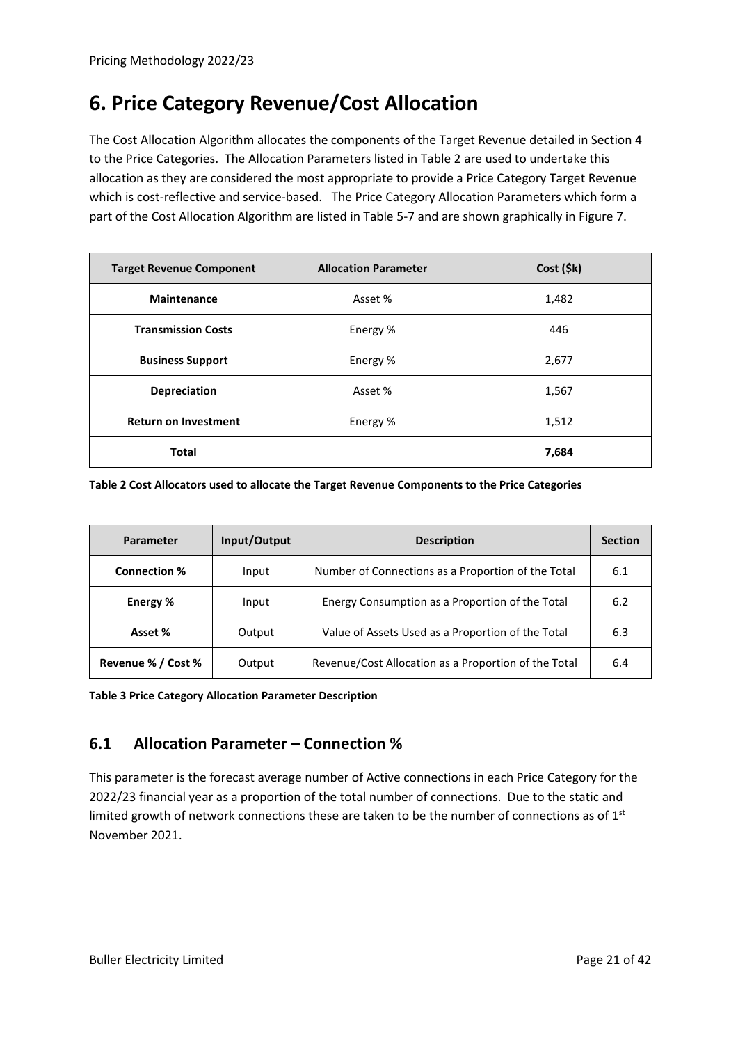# 6. Price Category Revenue/Cost Allocation

The Cost Allocation Algorithm allocates the components of the Target Revenue detailed in Section 4 to the Price Categories. The Allocation Parameters listed in Table 2 are used to undertake this allocation as they are considered the most appropriate to provide a Price Category Target Revenue which is cost-reflective and service-based. The Price Category Allocation Parameters which form a part of the Cost Allocation Algorithm are listed in Table 5-7 and are shown graphically in Figure 7.

| Target Revenue Component | Allocation Parameter | Cost ($k) |
| --- | --- | --- |
| **Maintenance** | Asset % | 1,482 |
| **Transmission Costs** | Energy % | 446 |
| **Business Support** | Energy % | 2,677 |
| **Depreciation** | Asset % | 1,567 |
| **Return on Investment** | Energy % | 1,512 |
| **Total** | | **7,684** |

**Table 2 Cost Allocators used to allocate the Target Revenue Components to the Price Categories**

| Parameter | Input/Output | Description | Section |
| --- | --- | --- | --- |
| **Connection %** | Input | Number of Connections as a Proportion of the Total | 6.1 |
| **Energy %** | Input | Energy Consumption as a Proportion of the Total | 6.2 |
| **Asset %** | Output | Value of Assets Used as a Proportion of the Total | 6.3 |
| **Revenue % / Cost %** | Output | Revenue/Cost Allocation as a Proportion of the Total | 6.4 |

**Table 3 Price Category Allocation Parameter Description**

## 6.1 Allocation Parameter – Connection %

This parameter is the forecast average number of Active connections in each Price Category for the 2022/23 financial year as a proportion of the total number of connections. Due to the static and limited growth of network connections these are taken to be the number of connections as of 1st November 2021.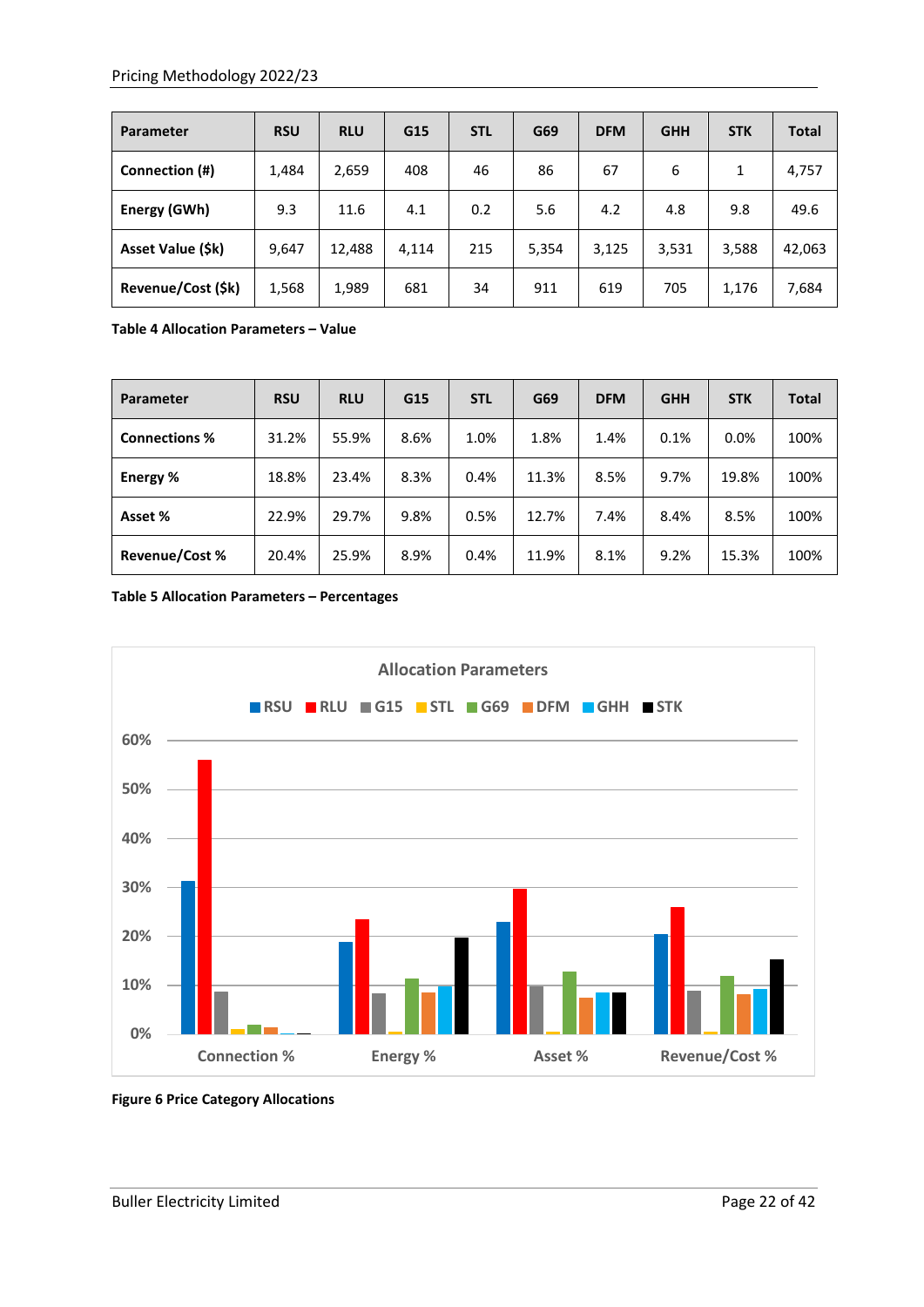| Parameter | RSU | RLU | G15 | STL | G69 | DFM | GHH | STK | Total |
|---|---|---|---|---|---|---|---|---|---|
| Connection (#) | 1,484 | 2,659 | 408 | 46 | 86 | 67 | 6 | 1 | 4,757 |
| Energy (GWh) | 9.3 | 11.6 | 4.1 | 0.2 | 5.6 | 4.2 | 4.8 | 9.8 | 49.6 |
| Asset Value ($k) | 9,647 | 12,488 | 4,114 | 215 | 5,354 | 3,125 | 3,531 | 3,588 | 42,063 |
| Revenue/Cost ($k) | 1,568 | 1,989 | 681 | 34 | 911 | 619 | 705 | 1,176 | 7,684 |

**Table 4 Allocation Parameters – Value**

| Parameter | RSU | RLU | G15 | STL | G69 | DFM | GHH | STK | Total |
|---|---|---|---|---|---|---|---|---|---|
| Connections % | 31.2% | 55.9% | 8.6% | 1.0% | 1.8% | 1.4% | 0.1% | 0.0% | 100% |
| Energy % | 18.8% | 23.4% | 8.3% | 0.4% | 11.3% | 8.5% | 9.7% | 19.8% | 100% |
| Asset % | 22.9% | 29.7% | 9.8% | 0.5% | 12.7% | 7.4% | 8.4% | 8.5% | 100% |
| Revenue/Cost % | 20.4% | 25.9% | 8.9% | 0.4% | 11.9% | 8.1% | 9.2% | 15.3% | 100% |

**Table 5 Allocation Parameters – Percentages**

**Figure 6 Price Category Allocations**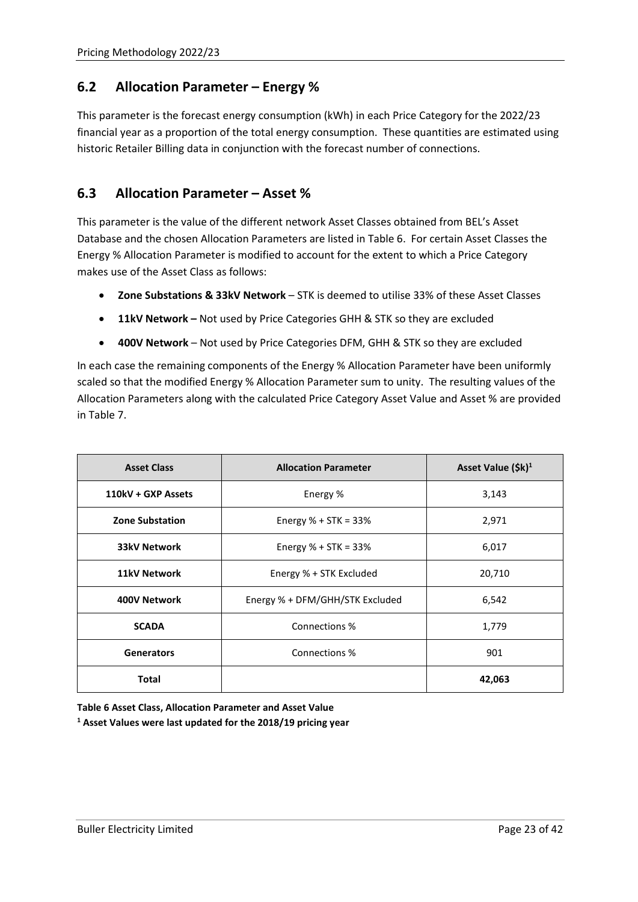## 6.2 Allocation Parameter – Energy %

This parameter is the forecast energy consumption (kWh) in each Price Category for the 2022/23 financial year as a proportion of the total energy consumption. These quantities are estimated using historic Retailer Billing data in conjunction with the forecast number of connections.

## 6.3 Allocation Parameter – Asset %

This parameter is the value of the different network Asset Classes obtained from BEL's Asset Database and the chosen Allocation Parameters are listed in Table 6. For certain Asset Classes the Energy % Allocation Parameter is modified to account for the extent to which a Price Category makes use of the Asset Class as follows:

- **Zone Substations & 33kV Network** – STK is deemed to utilise 33% of these Asset Classes
- **11kV Network –** Not used by Price Categories GHH & STK so they are excluded
- **400V Network** – Not used by Price Categories DFM, GHH & STK so they are excluded

In each case the remaining components of the Energy % Allocation Parameter have been uniformly scaled so that the modified Energy % Allocation Parameter sum to unity. The resulting values of the Allocation Parameters along with the calculated Price Category Asset Value and Asset % are provided in Table 7.

| Asset Class | Allocation Parameter | Asset Value ($k)[1] |
|---|---|---|
| **110kV + GXP Assets** | Energy % | 3,143 |
| **Zone Substation** | Energy % + STK = 33% | 2,971 |
| **33kV Network** | Energy % + STK = 33% | 6,017 |
| **11kV Network** | Energy % + STK Excluded | 20,710 |
| **400V Network** | Energy % + DFM/GHH/STK Excluded | 6,542 |
| **SCADA** | Connections % | 1,779 |
| **Generators** | Connections % | 901 |
| **Total** | | **42,063** |

**Table 6 Asset Class, Allocation Parameter and Asset Value**

**[1] Asset Values were last updated for the 2018/19 pricing year**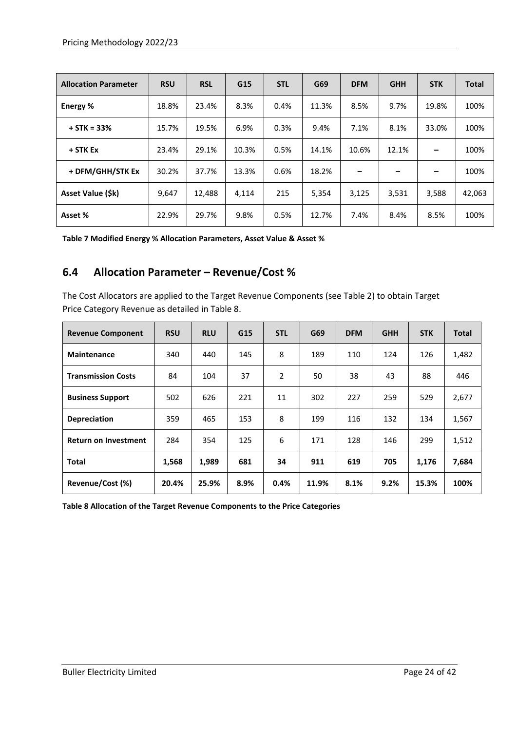| Allocation Parameter | RSU | RSL | G15 | STL | G69 | DFM | GHH | STK | Total |
|---|---|---|---|---|---|---|---|---|---|
| **Energy %** | 18.8% | 23.4% | 8.3% | 0.4% | 11.3% | 8.5% | 9.7% | 19.8% | 100% |
| **+ STK = 33%** | 15.7% | 19.5% | 6.9% | 0.3% | 9.4% | 7.1% | 8.1% | 33.0% | 100% |
| **+ STK Ex** | 23.4% | 29.1% | 10.3% | 0.5% | 14.1% | 10.6% | 12.1% | – | 100% |
| **+ DFM/GHH/STK Ex** | 30.2% | 37.7% | 13.3% | 0.6% | 18.2% | – | – | – | 100% |
| **Asset Value ($k)** | 9,647 | 12,488 | 4,114 | 215 | 5,354 | 3,125 | 3,531 | 3,588 | 42,063 |
| **Asset %** | 22.9% | 29.7% | 9.8% | 0.5% | 12.7% | 7.4% | 8.4% | 8.5% | 100% |

**Table 7 Modified Energy % Allocation Parameters, Asset Value & Asset %**

## 6.4 Allocation Parameter – Revenue/Cost %

The Cost Allocators are applied to the Target Revenue Components (see Table 2) to obtain Target Price Category Revenue as detailed in Table 8.

| Revenue Component | RSU | RLU | G15 | STL | G69 | DFM | GHH | STK | Total |
|---|---|---|---|---|---|---|---|---|---|
| **Maintenance** | 340 | 440 | 145 | 8 | 189 | 110 | 124 | 126 | 1,482 |
| **Transmission Costs** | 84 | 104 | 37 | 2 | 50 | 38 | 43 | 88 | 446 |
| **Business Support** | 502 | 626 | 221 | 11 | 302 | 227 | 259 | 529 | 2,677 |
| **Depreciation** | 359 | 465 | 153 | 8 | 199 | 116 | 132 | 134 | 1,567 |
| **Return on Investment** | 284 | 354 | 125 | 6 | 171 | 128 | 146 | 299 | 1,512 |
| **Total** | **1,568** | **1,989** | **681** | **34** | **911** | **619** | **705** | **1,176** | **7,684** |
| **Revenue/Cost (%)** | **20.4%** | **25.9%** | **8.9%** | **0.4%** | **11.9%** | **8.1%** | **9.2%** | **15.3%** | **100%** |

**Table 8 Allocation of the Target Revenue Components to the Price Categories**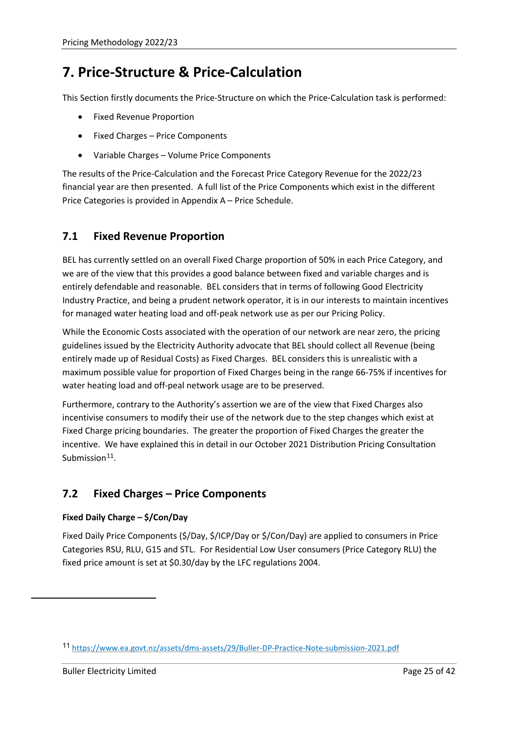# 7. Price-Structure & Price-Calculation

This Section firstly documents the Price-Structure on which the Price-Calculation task is performed:

- Fixed Revenue Proportion
- Fixed Charges – Price Components
- Variable Charges – Volume Price Components

The results of the Price-Calculation and the Forecast Price Category Revenue for the 2022/23 financial year are then presented. A full list of the Price Components which exist in the different Price Categories is provided in Appendix A – Price Schedule.

## 7.1 Fixed Revenue Proportion

BEL has currently settled on an overall Fixed Charge proportion of 50% in each Price Category, and we are of the view that this provides a good balance between fixed and variable charges and is entirely defendable and reasonable. BEL considers that in terms of following Good Electricity Industry Practice, and being a prudent network operator, it is in our interests to maintain incentives for managed water heating load and off-peak network use as per our Pricing Policy.

While the Economic Costs associated with the operation of our network are near zero, the pricing guidelines issued by the Electricity Authority advocate that BEL should collect all Revenue (being entirely made up of Residual Costs) as Fixed Charges. BEL considers this is unrealistic with a maximum possible value for proportion of Fixed Charges being in the range 66-75% if incentives for water heating load and off-peal network usage are to be preserved.

Furthermore, contrary to the Authority's assertion we are of the view that Fixed Charges also incentivise consumers to modify their use of the network due to the step changes which exist at Fixed Charge pricing boundaries. The greater the proportion of Fixed Charges the greater the incentive. We have explained this in detail in our October 2021 Distribution Pricing Consultation Submission[11].

## 7.2 Fixed Charges – Price Components

**Fixed Daily Charge – $/Con/Day**

Fixed Daily Price Components ($/Day, $/ICP/Day or $/Con/Day) are applied to consumers in Price Categories RSU, RLU, G15 and STL. For Residential Low User consumers (Price Category RLU) the fixed price amount is set at $0.30/day by the LFC regulations 2004.

---

[11] https://www.ea.govt.nz/assets/dms-assets/29/Buller-DP-Practice-Note-submission-2021.pdf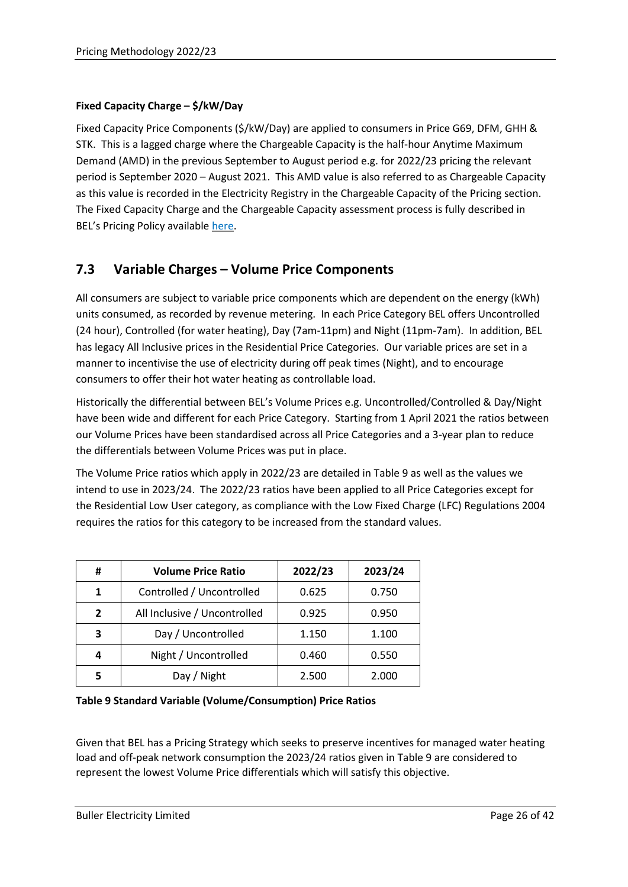**Fixed Capacity Charge – $/kW/Day**

Fixed Capacity Price Components ($/kW/Day) are applied to consumers in Price G69, DFM, GHH & STK. This is a lagged charge where the Chargeable Capacity is the half-hour Anytime Maximum Demand (AMD) in the previous September to August period e.g. for 2022/23 pricing the relevant period is September 2020 – August 2021. This AMD value is also referred to as Chargeable Capacity as this value is recorded in the Electricity Registry in the Chargeable Capacity of the Pricing section. The Fixed Capacity Charge and the Chargeable Capacity assessment process is fully described in BEL's Pricing Policy available here.

## 7.3 Variable Charges – Volume Price Components

All consumers are subject to variable price components which are dependent on the energy (kWh) units consumed, as recorded by revenue metering. In each Price Category BEL offers Uncontrolled (24 hour), Controlled (for water heating), Day (7am-11pm) and Night (11pm-7am). In addition, BEL has legacy All Inclusive prices in the Residential Price Categories. Our variable prices are set in a manner to incentivise the use of electricity during off peak times (Night), and to encourage consumers to offer their hot water heating as controllable load.

Historically the differential between BEL's Volume Prices e.g. Uncontrolled/Controlled & Day/Night have been wide and different for each Price Category. Starting from 1 April 2021 the ratios between our Volume Prices have been standardised across all Price Categories and a 3-year plan to reduce the differentials between Volume Prices was put in place.

The Volume Price ratios which apply in 2022/23 are detailed in Table 9 as well as the values we intend to use in 2023/24. The 2022/23 ratios have been applied to all Price Categories except for the Residential Low User category, as compliance with the Low Fixed Charge (LFC) Regulations 2004 requires the ratios for this category to be increased from the standard values.

| # | Volume Price Ratio | 2022/23 | 2023/24 |
|---|---|---|---|
| 1 | Controlled / Uncontrolled | 0.625 | 0.750 |
| 2 | All Inclusive / Uncontrolled | 0.925 | 0.950 |
| 3 | Day / Uncontrolled | 1.150 | 1.100 |
| 4 | Night / Uncontrolled | 0.460 | 0.550 |
| 5 | Day / Night | 2.500 | 2.000 |

**Table 9 Standard Variable (Volume/Consumption) Price Ratios**

Given that BEL has a Pricing Strategy which seeks to preserve incentives for managed water heating load and off-peak network consumption the 2023/24 ratios given in Table 9 are considered to represent the lowest Volume Price differentials which will satisfy this objective.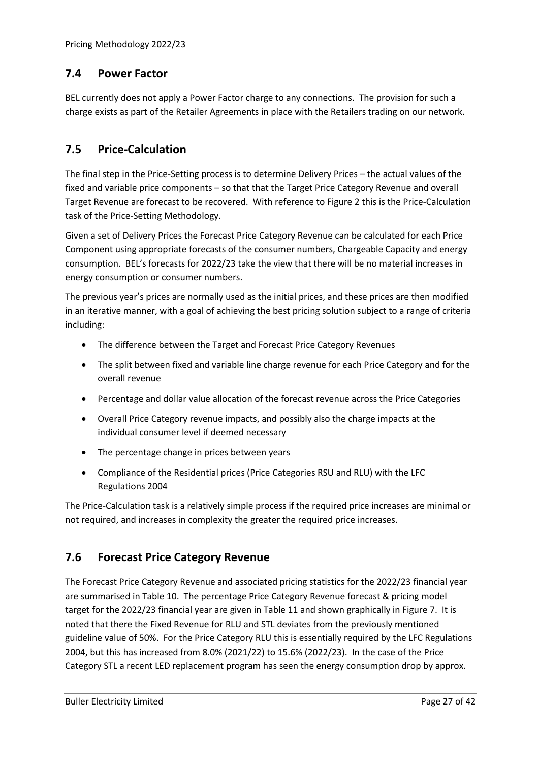## 7.4 Power Factor

BEL currently does not apply a Power Factor charge to any connections. The provision for such a charge exists as part of the Retailer Agreements in place with the Retailers trading on our network.

## 7.5 Price-Calculation

The final step in the Price-Setting process is to determine Delivery Prices – the actual values of the fixed and variable price components – so that that the Target Price Category Revenue and overall Target Revenue are forecast to be recovered. With reference to Figure 2 this is the Price-Calculation task of the Price-Setting Methodology.

Given a set of Delivery Prices the Forecast Price Category Revenue can be calculated for each Price Component using appropriate forecasts of the consumer numbers, Chargeable Capacity and energy consumption. BEL's forecasts for 2022/23 take the view that there will be no material increases in energy consumption or consumer numbers.

The previous year's prices are normally used as the initial prices, and these prices are then modified in an iterative manner, with a goal of achieving the best pricing solution subject to a range of criteria including:

- The difference between the Target and Forecast Price Category Revenues
- The split between fixed and variable line charge revenue for each Price Category and for the overall revenue
- Percentage and dollar value allocation of the forecast revenue across the Price Categories
- Overall Price Category revenue impacts, and possibly also the charge impacts at the individual consumer level if deemed necessary
- The percentage change in prices between years
- Compliance of the Residential prices (Price Categories RSU and RLU) with the LFC Regulations 2004

The Price-Calculation task is a relatively simple process if the required price increases are minimal or not required, and increases in complexity the greater the required price increases.

## 7.6 Forecast Price Category Revenue

The Forecast Price Category Revenue and associated pricing statistics for the 2022/23 financial year are summarised in Table 10. The percentage Price Category Revenue forecast & pricing model target for the 2022/23 financial year are given in Table 11 and shown graphically in Figure 7. It is noted that there the Fixed Revenue for RLU and STL deviates from the previously mentioned guideline value of 50%. For the Price Category RLU this is essentially required by the LFC Regulations 2004, but this has increased from 8.0% (2021/22) to 15.6% (2022/23). In the case of the Price Category STL a recent LED replacement program has seen the energy consumption drop by approx.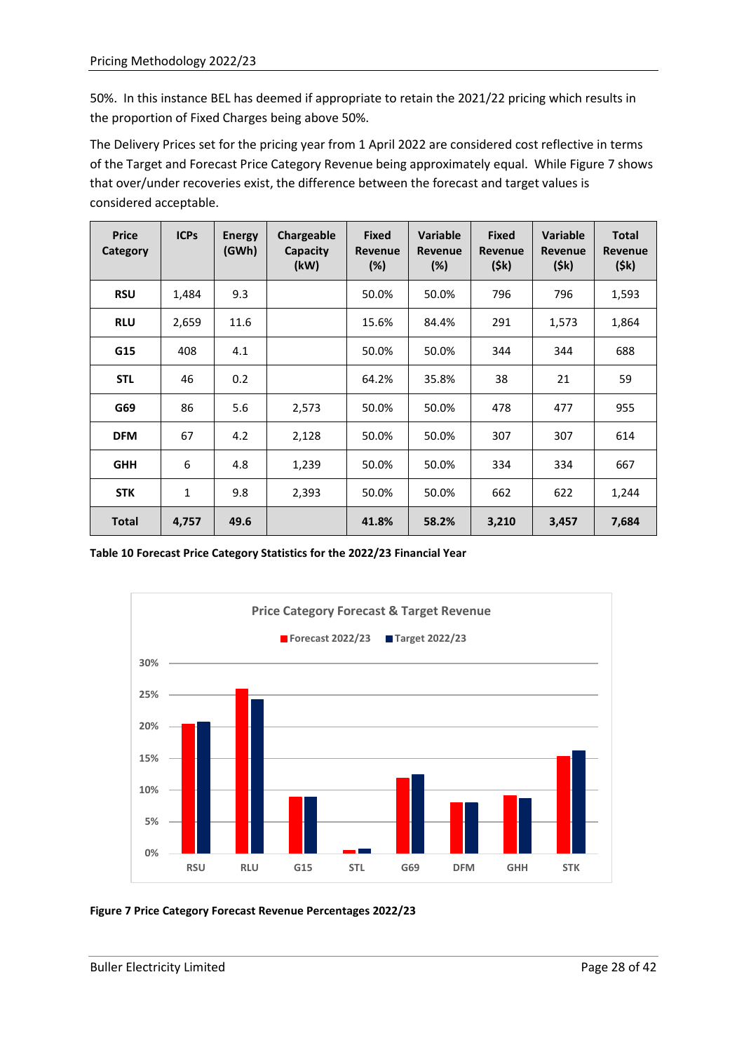50%. In this instance BEL has deemed if appropriate to retain the 2021/22 pricing which results in the proportion of Fixed Charges being above 50%.

The Delivery Prices set for the pricing year from 1 April 2022 are considered cost reflective in terms of the Target and Forecast Price Category Revenue being approximately equal. While Figure 7 shows that over/under recoveries exist, the difference between the forecast and target values is considered acceptable.

| Price Category | ICPs | Energy (GWh) | Chargeable Capacity (kW) | Fixed Revenue (%) | Variable Revenue (%) | Fixed Revenue ($k) | Variable Revenue ($k) | Total Revenue ($k) |
|---|---|---|---|---|---|---|---|---|
| **RSU** | 1,484 | 9.3 | | 50.0% | 50.0% | 796 | 796 | 1,593 |
| **RLU** | 2,659 | 11.6 | | 15.6% | 84.4% | 291 | 1,573 | 1,864 |
| **G15** | 408 | 4.1 | | 50.0% | 50.0% | 344 | 344 | 688 |
| **STL** | 46 | 0.2 | | 64.2% | 35.8% | 38 | 21 | 59 |
| **G69** | 86 | 5.6 | 2,573 | 50.0% | 50.0% | 478 | 477 | 955 |
| **DFM** | 67 | 4.2 | 2,128 | 50.0% | 50.0% | 307 | 307 | 614 |
| **GHH** | 6 | 4.8 | 1,239 | 50.0% | 50.0% | 334 | 334 | 667 |
| **STK** | 1 | 9.8 | 2,393 | 50.0% | 50.0% | 662 | 622 | 1,244 |
| **Total** | **4,757** | **49.6** | | **41.8%** | **58.2%** | **3,210** | **3,457** | **7,684** |

**Table 10 Forecast Price Category Statistics for the 2022/23 Financial Year**

**Figure 7 Price Category Forecast Revenue Percentages 2022/23**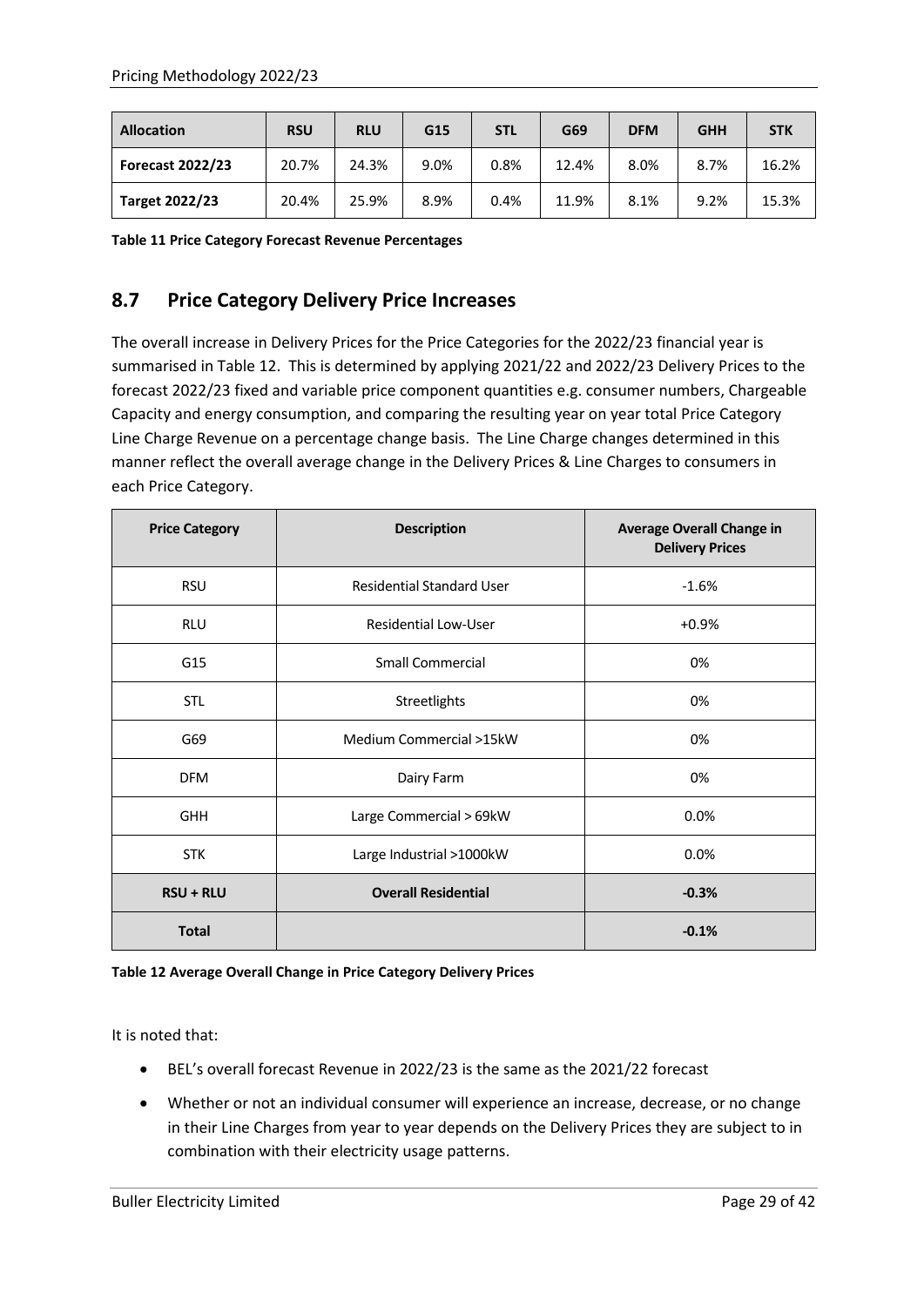| Allocation | RSU | RLU | G15 | STL | G69 | DFM | GHH | STK |
|---|---|---|---|---|---|---|---|---|
| **Forecast 2022/23** | 20.7% | 24.3% | 9.0% | 0.8% | 12.4% | 8.0% | 8.7% | 16.2% |
| **Target 2022/23** | 20.4% | 25.9% | 8.9% | 0.4% | 11.9% | 8.1% | 9.2% | 15.3% |

**Table 11 Price Category Forecast Revenue Percentages**

## 8.7 Price Category Delivery Price Increases

The overall increase in Delivery Prices for the Price Categories for the 2022/23 financial year is summarised in Table 12. This is determined by applying 2021/22 and 2022/23 Delivery Prices to the forecast 2022/23 fixed and variable price component quantities e.g. consumer numbers, Chargeable Capacity and energy consumption, and comparing the resulting year on year total Price Category Line Charge Revenue on a percentage change basis. The Line Charge changes determined in this manner reflect the overall average change in the Delivery Prices & Line Charges to consumers in each Price Category.

| Price Category | Description | Average Overall Change in Delivery Prices |
|---|---|---|
| RSU | Residential Standard User | -1.6% |
| RLU | Residential Low-User | +0.9% |
| G15 | Small Commercial | 0% |
| STL | Streetlights | 0% |
| G69 | Medium Commercial >15kW | 0% |
| DFM | Dairy Farm | 0% |
| GHH | Large Commercial > 69kW | 0.0% |
| STK | Large Industrial >1000kW | 0.0% |
| **RSU + RLU** | **Overall Residential** | **-0.3%** |
| **Total** | | **-0.1%** |

**Table 12 Average Overall Change in Price Category Delivery Prices**

It is noted that:

- BEL's overall forecast Revenue in 2022/23 is the same as the 2021/22 forecast
- Whether or not an individual consumer will experience an increase, decrease, or no change in their Line Charges from year to year depends on the Delivery Prices they are subject to in combination with their electricity usage patterns.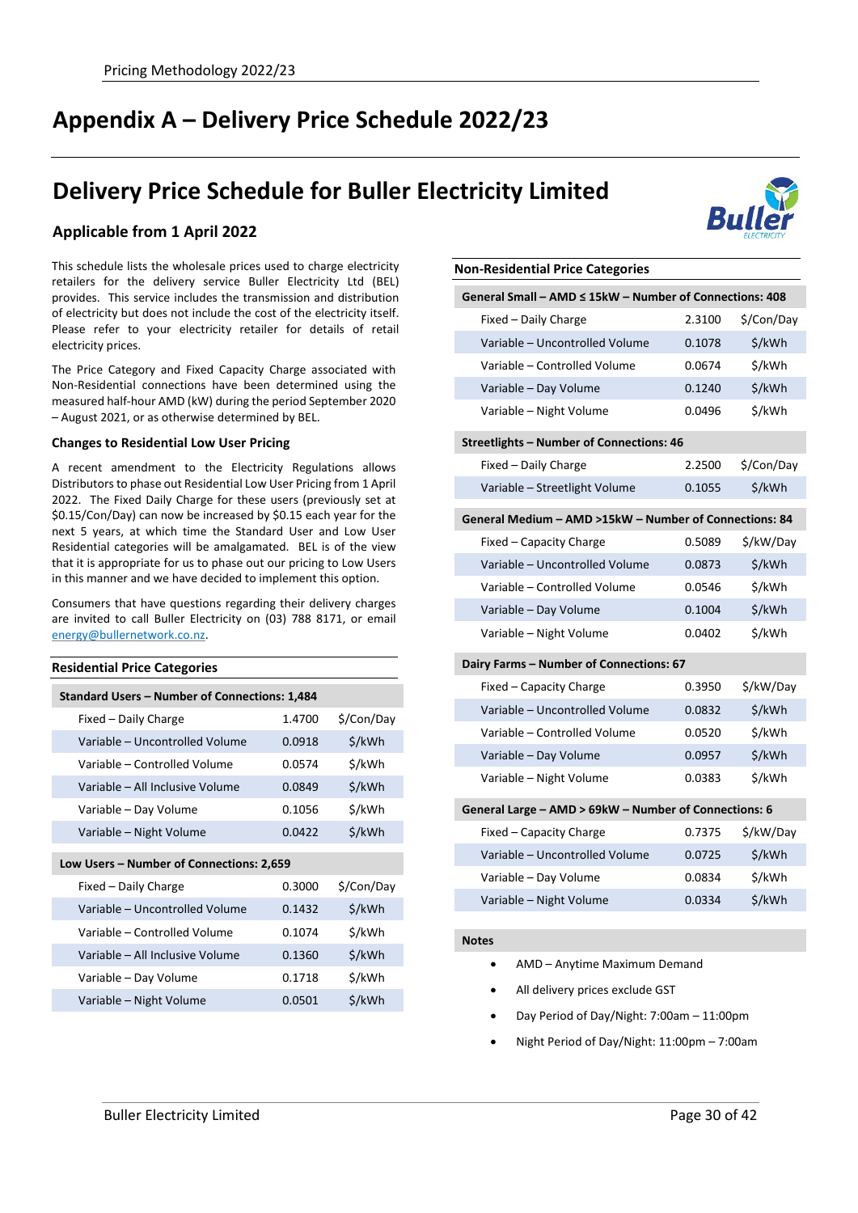# Appendix A – Delivery Price Schedule 2022/23

## Delivery Price Schedule for Buller Electricity Limited

### Applicable from 1 April 2022

This schedule lists the wholesale prices used to charge electricity retailers for the delivery service Buller Electricity Ltd (BEL) provides. This service includes the transmission and distribution of electricity but does not include the cost of the electricity itself. Please refer to your electricity retailer for details of retail electricity prices.

The Price Category and Fixed Capacity Charge associated with Non-Residential connections have been determined using the measured half-hour AMD (kW) during the period September 2020 – August 2021, or as otherwise determined by BEL.

**Changes to Residential Low User Pricing**

A recent amendment to the Electricity Regulations allows Distributors to phase out Residential Low User Pricing from 1 April 2022. The Fixed Daily Charge for these users (previously set at $0.15/Con/Day) can now be increased by $0.15 each year for the next 5 years, at which time the Standard User and Low User Residential categories will be amalgamated. BEL is of the view that it is appropriate for us to phase out our pricing to Low Users in this manner and we have decided to implement this option.

Consumers that have questions regarding their delivery charges are invited to call Buller Electricity on (03) 788 8171, or email energy@bullernetwork.co.nz.

**Residential Price Categories**

| Standard Users – Number of Connections: 1,484 | | |
|---|---|---|
| Fixed – Daily Charge | 1.4700 | $/Con/Day |
| Variable – Uncontrolled Volume | 0.0918 | $/kWh |
| Variable – Controlled Volume | 0.0574 | $/kWh |
| Variable – All Inclusive Volume | 0.0849 | $/kWh |
| Variable – Day Volume | 0.1056 | $/kWh |
| Variable – Night Volume | 0.0422 | $/kWh |

| Low Users – Number of Connections: 2,659 | | |
|---|---|---|
| Fixed – Daily Charge | 0.3000 | $/Con/Day |
| Variable – Uncontrolled Volume | 0.1432 | $/kWh |
| Variable – Controlled Volume | 0.1074 | $/kWh |
| Variable – All Inclusive Volume | 0.1360 | $/kWh |
| Variable – Day Volume | 0.1718 | $/kWh |
| Variable – Night Volume | 0.0501 | $/kWh |

**Non-Residential Price Categories**

| General Small – AMD ≤ 15kW – Number of Connections: 408 | | |
|---|---|---|
| Fixed – Daily Charge | 2.3100 | $/Con/Day |
| Variable – Uncontrolled Volume | 0.1078 | $/kWh |
| Variable – Controlled Volume | 0.0674 | $/kWh |
| Variable – Day Volume | 0.1240 | $/kWh |
| Variable – Night Volume | 0.0496 | $/kWh |

| Streetlights – Number of Connections: 46 | | |
|---|---|---|
| Fixed – Daily Charge | 2.2500 | $/Con/Day |
| Variable – Streetlight Volume | 0.1055 | $/kWh |

| General Medium – AMD >15kW – Number of Connections: 84 | | |
|---|---|---|
| Fixed – Capacity Charge | 0.5089 | $/kW/Day |
| Variable – Uncontrolled Volume | 0.0873 | $/kWh |
| Variable – Controlled Volume | 0.0546 | $/kWh |
| Variable – Day Volume | 0.1004 | $/kWh |
| Variable – Night Volume | 0.0402 | $/kWh |

| Dairy Farms – Number of Connections: 67 | | |
|---|---|---|
| Fixed – Capacity Charge | 0.3950 | $/kW/Day |
| Variable – Uncontrolled Volume | 0.0832 | $/kWh |
| Variable – Controlled Volume | 0.0520 | $/kWh |
| Variable – Day Volume | 0.0957 | $/kWh |
| Variable – Night Volume | 0.0383 | $/kWh |

| General Large – AMD > 69kW – Number of Connections: 6 | | |
|---|---|---|
| Fixed – Capacity Charge | 0.7375 | $/kW/Day |
| Variable – Uncontrolled Volume | 0.0725 | $/kWh |
| Variable – Day Volume | 0.0834 | $/kWh |
| Variable – Night Volume | 0.0334 | $/kWh |

**Notes**

- AMD – Anytime Maximum Demand
- All delivery prices exclude GST
- Day Period of Day/Night: 7:00am – 11:00pm
- Night Period of Day/Night: 11:00pm – 7:00am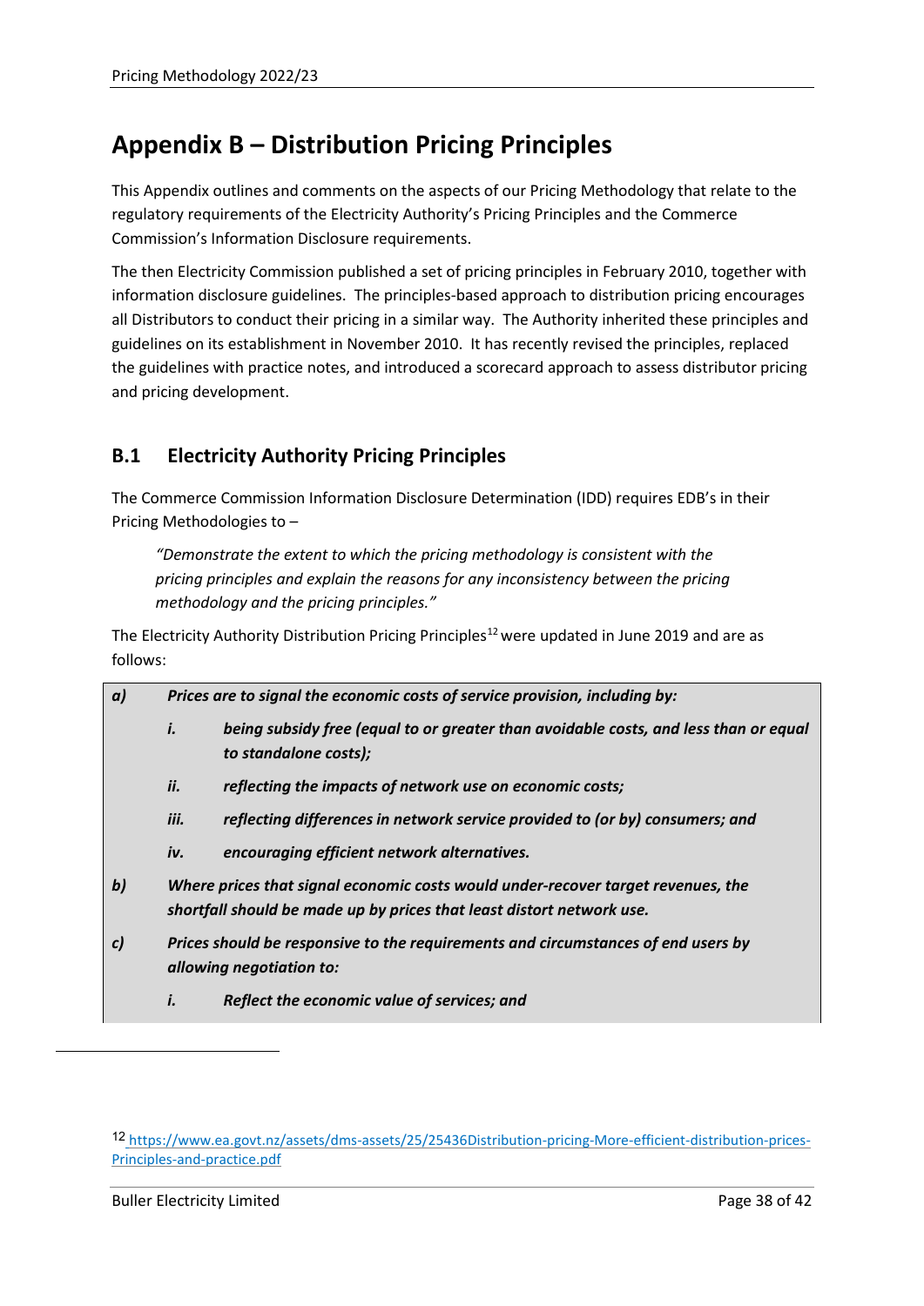# Appendix B – Distribution Pricing Principles

This Appendix outlines and comments on the aspects of our Pricing Methodology that relate to the regulatory requirements of the Electricity Authority's Pricing Principles and the Commerce Commission's Information Disclosure requirements.

The then Electricity Commission published a set of pricing principles in February 2010, together with information disclosure guidelines. The principles-based approach to distribution pricing encourages all Distributors to conduct their pricing in a similar way. The Authority inherited these principles and guidelines on its establishment in November 2010. It has recently revised the principles, replaced the guidelines with practice notes, and introduced a scorecard approach to assess distributor pricing and pricing development.

## B.1 Electricity Authority Pricing Principles

The Commerce Commission Information Disclosure Determination (IDD) requires EDB's in their Pricing Methodologies to –

> *"Demonstrate the extent to which the pricing methodology is consistent with the pricing principles and explain the reasons for any inconsistency between the pricing methodology and the pricing principles."*

The Electricity Authority Distribution Pricing Principles[12] were updated in June 2019 and are as follows:

***a) Prices are to signal the economic costs of service provision, including by:***

- ***i. being subsidy free (equal to or greater than avoidable costs, and less than or equal to standalone costs);***
- ***ii. reflecting the impacts of network use on economic costs;***
- ***iii. reflecting differences in network service provided to (or by) consumers; and***
- ***iv. encouraging efficient network alternatives.***

***b) Where prices that signal economic costs would under-recover target revenues, the shortfall should be made up by prices that least distort network use.***

***c) Prices should be responsive to the requirements and circumstances of end users by allowing negotiation to:***

- ***i. Reflect the economic value of services; and***

[12] https://www.ea.govt.nz/assets/dms-assets/25/25436Distribution-pricing-More-efficient-distribution-prices-Principles-and-practice.pdf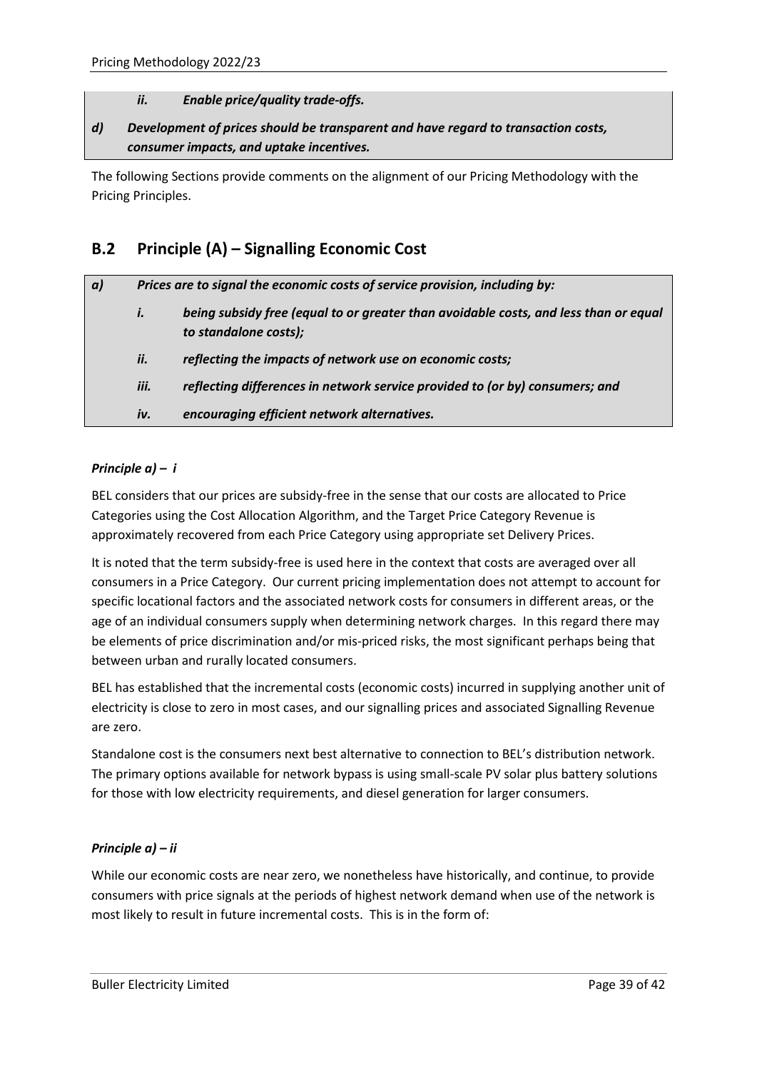*ii. Enable price/quality trade-offs.*

***d) Development of prices should be transparent and have regard to transaction costs, consumer impacts, and uptake incentives.***

The following Sections provide comments on the alignment of our Pricing Methodology with the Pricing Principles.

## B.2 Principle (A) – Signalling Economic Cost

***a) Prices are to signal the economic costs of service provision, including by:***

- ***i. being subsidy free (equal to or greater than avoidable costs, and less than or equal to standalone costs);***
- ***ii. reflecting the impacts of network use on economic costs;***
- ***iii. reflecting differences in network service provided to (or by) consumers; and***
- ***iv. encouraging efficient network alternatives.***

***Principle a) – i***

BEL considers that our prices are subsidy-free in the sense that our costs are allocated to Price Categories using the Cost Allocation Algorithm, and the Target Price Category Revenue is approximately recovered from each Price Category using appropriate set Delivery Prices.

It is noted that the term subsidy-free is used here in the context that costs are averaged over all consumers in a Price Category. Our current pricing implementation does not attempt to account for specific locational factors and the associated network costs for consumers in different areas, or the age of an individual consumers supply when determining network charges. In this regard there may be elements of price discrimination and/or mis-priced risks, the most significant perhaps being that between urban and rurally located consumers.

BEL has established that the incremental costs (economic costs) incurred in supplying another unit of electricity is close to zero in most cases, and our signalling prices and associated Signalling Revenue are zero.

Standalone cost is the consumers next best alternative to connection to BEL's distribution network. The primary options available for network bypass is using small-scale PV solar plus battery solutions for those with low electricity requirements, and diesel generation for larger consumers.

***Principle a) – ii***

While our economic costs are near zero, we nonetheless have historically, and continue, to provide consumers with price signals at the periods of highest network demand when use of the network is most likely to result in future incremental costs. This is in the form of: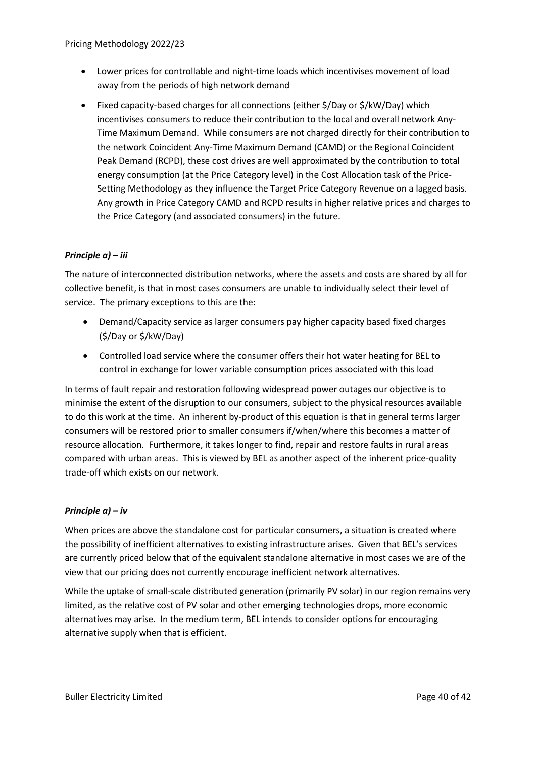- Lower prices for controllable and night-time loads which incentivises movement of load away from the periods of high network demand
- Fixed capacity-based charges for all connections (either $/Day or $/kW/Day) which incentivises consumers to reduce their contribution to the local and overall network Any-Time Maximum Demand. While consumers are not charged directly for their contribution to the network Coincident Any-Time Maximum Demand (CAMD) or the Regional Coincident Peak Demand (RCPD), these cost drives are well approximated by the contribution to total energy consumption (at the Price Category level) in the Cost Allocation task of the Price-Setting Methodology as they influence the Target Price Category Revenue on a lagged basis. Any growth in Price Category CAMD and RCPD results in higher relative prices and charges to the Price Category (and associated consumers) in the future.

***Principle a) – iii***

The nature of interconnected distribution networks, where the assets and costs are shared by all for collective benefit, is that in most cases consumers are unable to individually select their level of service. The primary exceptions to this are the:

- Demand/Capacity service as larger consumers pay higher capacity based fixed charges ($/Day or $/kW/Day)
- Controlled load service where the consumer offers their hot water heating for BEL to control in exchange for lower variable consumption prices associated with this load

In terms of fault repair and restoration following widespread power outages our objective is to minimise the extent of the disruption to our consumers, subject to the physical resources available to do this work at the time. An inherent by-product of this equation is that in general terms larger consumers will be restored prior to smaller consumers if/when/where this becomes a matter of resource allocation. Furthermore, it takes longer to find, repair and restore faults in rural areas compared with urban areas. This is viewed by BEL as another aspect of the inherent price-quality trade-off which exists on our network.

***Principle a) – iv***

When prices are above the standalone cost for particular consumers, a situation is created where the possibility of inefficient alternatives to existing infrastructure arises. Given that BEL's services are currently priced below that of the equivalent standalone alternative in most cases we are of the view that our pricing does not currently encourage inefficient network alternatives.

While the uptake of small-scale distributed generation (primarily PV solar) in our region remains very limited, as the relative cost of PV solar and other emerging technologies drops, more economic alternatives may arise. In the medium term, BEL intends to consider options for encouraging alternative supply when that is efficient.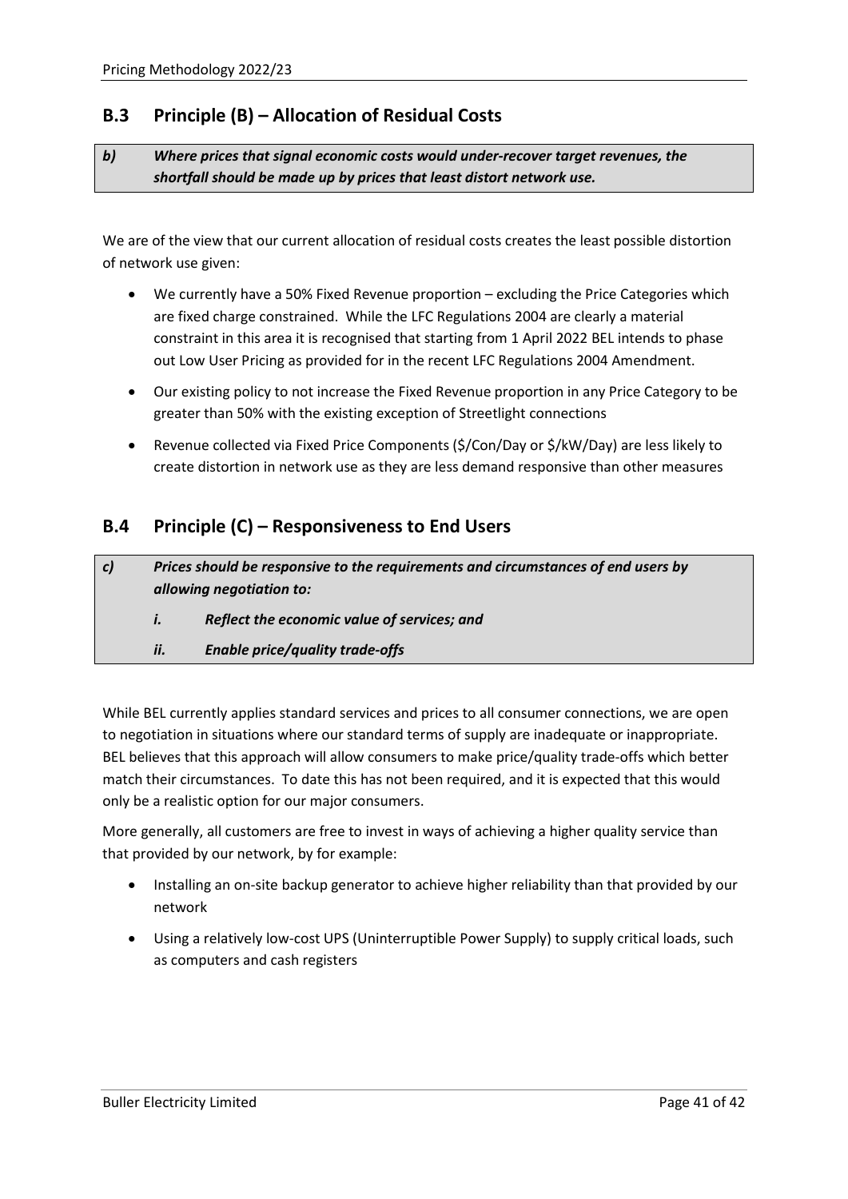## B.3 Principle (B) – Allocation of Residual Costs

***b) Where prices that signal economic costs would under-recover target revenues, the shortfall should be made up by prices that least distort network use.***

We are of the view that our current allocation of residual costs creates the least possible distortion of network use given:

- We currently have a 50% Fixed Revenue proportion – excluding the Price Categories which are fixed charge constrained. While the LFC Regulations 2004 are clearly a material constraint in this area it is recognised that starting from 1 April 2022 BEL intends to phase out Low User Pricing as provided for in the recent LFC Regulations 2004 Amendment.
- Our existing policy to not increase the Fixed Revenue proportion in any Price Category to be greater than 50% with the existing exception of Streetlight connections
- Revenue collected via Fixed Price Components ($/Con/Day or $/kW/Day) are less likely to create distortion in network use as they are less demand responsive than other measures

## B.4 Principle (C) – Responsiveness to End Users

***c) Prices should be responsive to the requirements and circumstances of end users by allowing negotiation to:***

***i. Reflect the economic value of services; and***

***ii. Enable price/quality trade-offs***

While BEL currently applies standard services and prices to all consumer connections, we are open to negotiation in situations where our standard terms of supply are inadequate or inappropriate. BEL believes that this approach will allow consumers to make price/quality trade-offs which better match their circumstances. To date this has not been required, and it is expected that this would only be a realistic option for our major consumers.

More generally, all customers are free to invest in ways of achieving a higher quality service than that provided by our network, by for example:

- Installing an on-site backup generator to achieve higher reliability than that provided by our network
- Using a relatively low-cost UPS (Uninterruptible Power Supply) to supply critical loads, such as computers and cash registers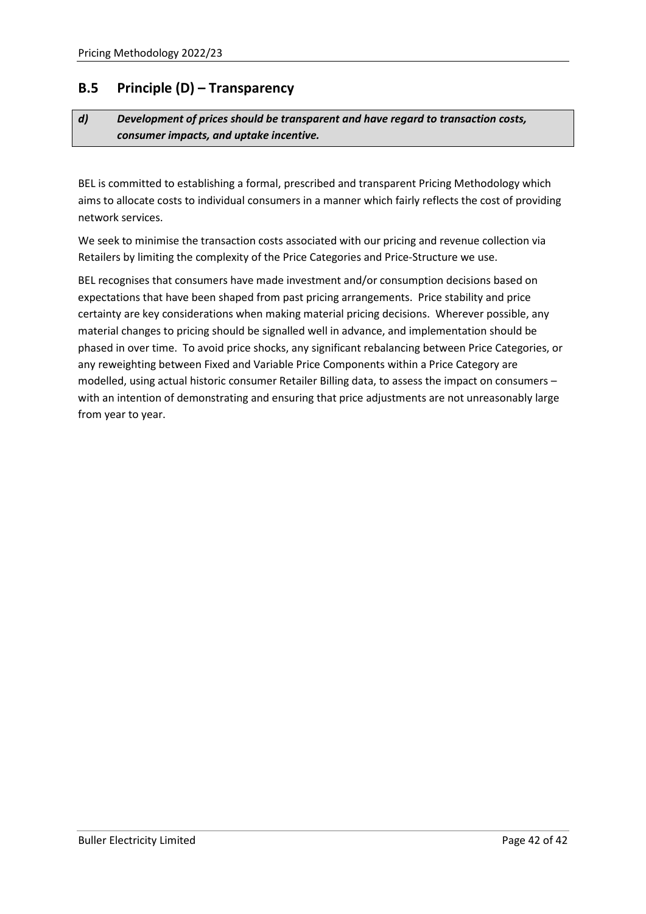## B.5 Principle (D) – Transparency

> ***d) Development of prices should be transparent and have regard to transaction costs, consumer impacts, and uptake incentive.***

BEL is committed to establishing a formal, prescribed and transparent Pricing Methodology which aims to allocate costs to individual consumers in a manner which fairly reflects the cost of providing network services.

We seek to minimise the transaction costs associated with our pricing and revenue collection via Retailers by limiting the complexity of the Price Categories and Price-Structure we use.

BEL recognises that consumers have made investment and/or consumption decisions based on expectations that have been shaped from past pricing arrangements. Price stability and price certainty are key considerations when making material pricing decisions. Wherever possible, any material changes to pricing should be signalled well in advance, and implementation should be phased in over time. To avoid price shocks, any significant rebalancing between Price Categories, or any reweighting between Fixed and Variable Price Components within a Price Category are modelled, using actual historic consumer Retailer Billing data, to assess the impact on consumers – with an intention of demonstrating and ensuring that price adjustments are not unreasonably large from year to year.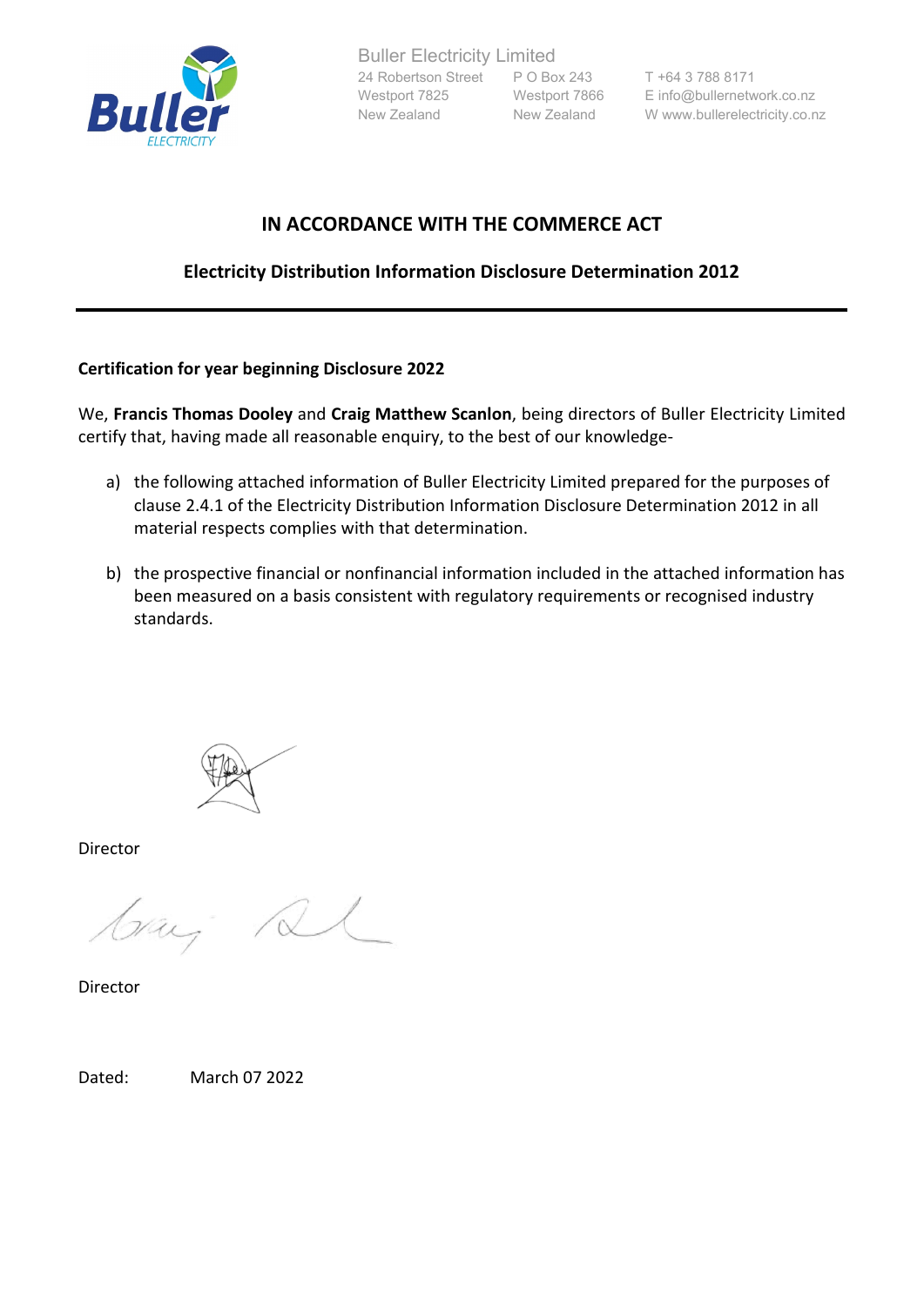Buller Electricity Limited

24 Robertson Street
Westport 7825
New Zealand

P O Box 243
Westport 7866
New Zealand

T +64 3 788 8171
E info@bullernetwork.co.nz
W www.bullerelectricity.co.nz

## IN ACCORDANCE WITH THE COMMERCE ACT

### Electricity Distribution Information Disclosure Determination 2012

---

**Certification for year beginning Disclosure 2022**

We, **Francis Thomas Dooley** and **Craig Matthew Scanlon**, being directors of Buller Electricity Limited certify that, having made all reasonable enquiry, to the best of our knowledge-

a) the following attached information of Buller Electricity Limited prepared for the purposes of clause 2.4.1 of the Electricity Distribution Information Disclosure Determination 2012 in all material respects complies with that determination.

b) the prospective financial or nonfinancial information included in the attached information has been measured on a basis consistent with regulatory requirements or recognised industry standards.

Director

Director

Dated: March 07 2022